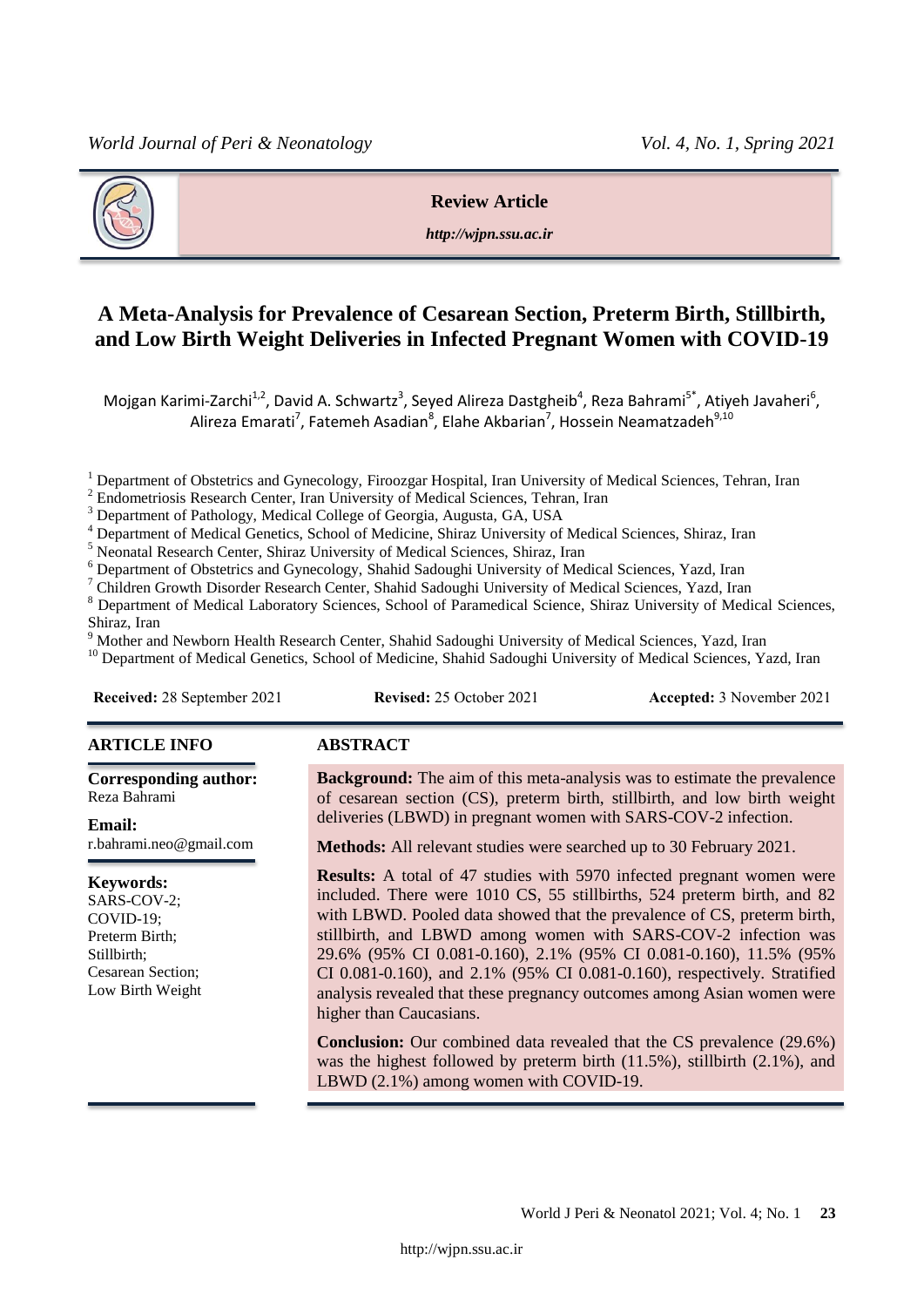**Review Article**

*http://wjpn.ssu.ac.ir*

# A Meta-Analysis for Prevalence of Cesarean Section, Preterm Birth, Stillbirth, and Low Birth Weight Deliveries in Infected Pregnant Women with COVID-19

Mojgan Karimi-Zarchi[1,2], David A. Schwartz[3], Seyed Alireza Dastgheib[4], Reza Bahrami[5*], Atiyeh Javaheri[6], Alireza Emarati[7], Fatemeh Asadian[8], Elahe Akbarian[7], Hossein Neamatzadeh[9,10]

[1] Department of Obstetrics and Gynecology, Firoozgar Hospital, Iran University of Medical Sciences, Tehran, Iran
[2] Endometriosis Research Center, Iran University of Medical Sciences, Tehran, Iran
[3] Department of Pathology, Medical College of Georgia, Augusta, GA, USA
[4] Department of Medical Genetics, School of Medicine, Shiraz University of Medical Sciences, Shiraz, Iran
[5] Neonatal Research Center, Shiraz University of Medical Sciences, Shiraz, Iran
[6] Department of Obstetrics and Gynecology, Shahid Sadoughi University of Medical Sciences, Yazd, Iran
[7] Children Growth Disorder Research Center, Shahid Sadoughi University of Medical Sciences, Yazd, Iran
[8] Department of Medical Laboratory Sciences, School of Paramedical Science, Shiraz University of Medical Sciences, Shiraz, Iran
[9] Mother and Newborn Health Research Center, Shahid Sadoughi University of Medical Sciences, Yazd, Iran
[10] Department of Medical Genetics, School of Medicine, Shahid Sadoughi University of Medical Sciences, Yazd, Iran

**Received:** 28 September 2021 **Revised:** 25 October 2021 **Accepted:** 3 November 2021

## ARTICLE INFO

**Corresponding author:**
Reza Bahrami

**Email:**
r.bahrami.neo@gmail.com

**Keywords:**
SARS-COV-2;
COVID-19;
Preterm Birth;
Stillbirth;
Cesarean Section;
Low Birth Weight

## ABSTRACT

**Background:** The aim of this meta-analysis was to estimate the prevalence of cesarean section (CS), preterm birth, stillbirth, and low birth weight deliveries (LBWD) in pregnant women with SARS-COV-2 infection.

**Methods:** All relevant studies were searched up to 30 February 2021.

**Results:** A total of 47 studies with 5970 infected pregnant women were included. There were 1010 CS, 55 stillbirths, 524 preterm birth, and 82 with LBWD. Pooled data showed that the prevalence of CS, preterm birth, stillbirth, and LBWD among women with SARS-COV-2 infection was 29.6% (95% CI 0.081-0.160), 2.1% (95% CI 0.081-0.160), 11.5% (95% CI 0.081-0.160), and 2.1% (95% CI 0.081-0.160), respectively. Stratified analysis revealed that these pregnancy outcomes among Asian women were higher than Caucasians.

**Conclusion:** Our combined data revealed that the CS prevalence (29.6%) was the highest followed by preterm birth (11.5%), stillbirth (2.1%), and LBWD (2.1%) among women with COVID-19.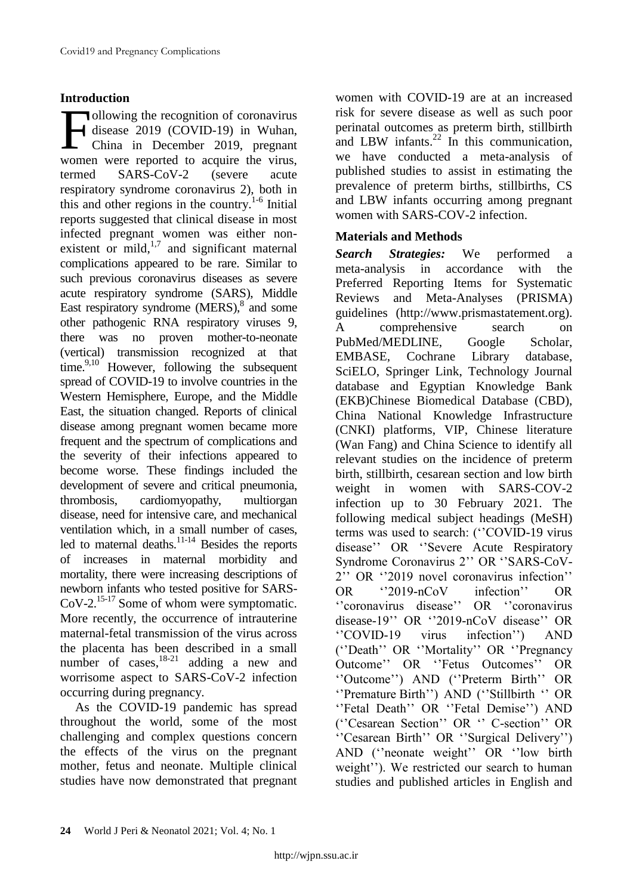## Introduction

Following the recognition of coronavirus disease 2019 (COVID-19) in Wuhan, China in December 2019, pregnant women were reported to acquire the virus, termed SARS-CoV-2 (severe acute respiratory syndrome coronavirus 2), both in this and other regions in the country.[1-6] Initial reports suggested that clinical disease in most infected pregnant women was either non-existent or mild,[1,7] and significant maternal complications appeared to be rare. Similar to such previous coronavirus diseases as severe acute respiratory syndrome (SARS), Middle East respiratory syndrome (MERS),[8] and some other pathogenic RNA respiratory viruses 9, there was no proven mother-to-neonate (vertical) transmission recognized at that time.[9,10] However, following the subsequent spread of COVID-19 to involve countries in the Western Hemisphere, Europe, and the Middle East, the situation changed. Reports of clinical disease among pregnant women became more frequent and the spectrum of complications and the severity of their infections appeared to become worse. These findings included the development of severe and critical pneumonia, thrombosis, cardiomyopathy, multiorgan disease, need for intensive care, and mechanical ventilation which, in a small number of cases, led to maternal deaths.[11-14] Besides the reports of increases in maternal morbidity and mortality, there were increasing descriptions of newborn infants who tested positive for SARS-CoV-2.[15-17] Some of whom were symptomatic. More recently, the occurrence of intrauterine maternal-fetal transmission of the virus across the placenta has been described in a small number of cases,[18-21] adding a new and worrisome aspect to SARS-CoV-2 infection occurring during pregnancy.

As the COVID-19 pandemic has spread throughout the world, some of the most challenging and complex questions concern the effects of the virus on the pregnant mother, fetus and neonate. Multiple clinical studies have now demonstrated that pregnant women with COVID-19 are at an increased risk for severe disease as well as such poor perinatal outcomes as preterm birth, stillbirth and LBW infants.[22] In this communication, we have conducted a meta-analysis of published studies to assist in estimating the prevalence of preterm births, stillbirths, CS and LBW infants occurring among pregnant women with SARS-COV-2 infection.

## Materials and Methods

***Search Strategies:*** We performed a meta-analysis in accordance with the Preferred Reporting Items for Systematic Reviews and Meta-Analyses (PRISMA) guidelines (http://www.prismastatement.org). A comprehensive search on PubMed/MEDLINE, Google Scholar, EMBASE, Cochrane Library database, SciELO, Springer Link, Technology Journal database and Egyptian Knowledge Bank (EKB)Chinese Biomedical Database (CBD), China National Knowledge Infrastructure (CNKI) platforms, VIP, Chinese literature (Wan Fang) and China Science to identify all relevant studies on the incidence of preterm birth, stillbirth, cesarean section and low birth weight in women with SARS-COV-2 infection up to 30 February 2021. The following medical subject headings (MeSH) terms was used to search: (''COVID-19 virus disease'' OR ''Severe Acute Respiratory Syndrome Coronavirus 2'' OR ''SARS-CoV-2'' OR ''2019 novel coronavirus infection'' OR ''2019-nCoV infection'' OR ''coronavirus disease'' OR ''coronavirus disease-19'' OR ''2019-nCoV disease'' OR ''COVID-19 virus infection'') AND (''Death'' OR ''Mortality'' OR ''Pregnancy Outcome'' OR ''Fetus Outcomes'' OR ''Outcome'') AND (''Preterm Birth'' OR ''Premature Birth'') AND (''Stillbirth '' OR ''Fetal Death'' OR ''Fetal Demise'') AND (''Cesarean Section'' OR '' C-section'' OR ''Cesarean Birth'' OR ''Surgical Delivery'') AND (''neonate weight'' OR ''low birth weight''). We restricted our search to human studies and published articles in English and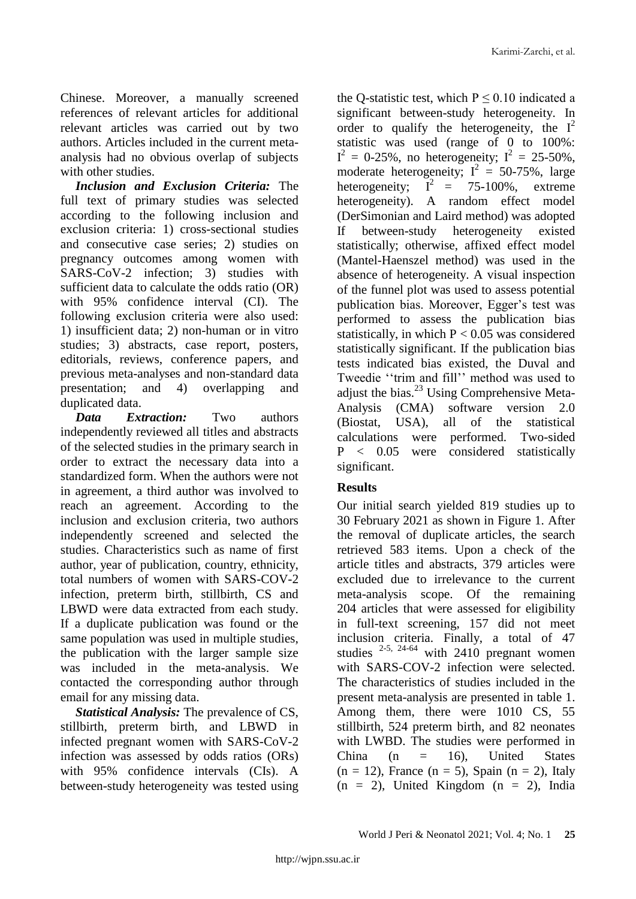Chinese. Moreover, a manually screened references of relevant articles for additional relevant articles was carried out by two authors. Articles included in the current meta-analysis had no obvious overlap of subjects with other studies.

***Inclusion and Exclusion Criteria:*** The full text of primary studies was selected according to the following inclusion and exclusion criteria: 1) cross-sectional studies and consecutive case series; 2) studies on pregnancy outcomes among women with SARS-CoV-2 infection; 3) studies with sufficient data to calculate the odds ratio (OR) with 95% confidence interval (CI). The following exclusion criteria were also used: 1) insufficient data; 2) non-human or in vitro studies; 3) abstracts, case report, posters, editorials, reviews, conference papers, and previous meta-analyses and non-standard data presentation; and 4) overlapping and duplicated data.

***Data Extraction:*** Two authors independently reviewed all titles and abstracts of the selected studies in the primary search in order to extract the necessary data into a standardized form. When the authors were not in agreement, a third author was involved to reach an agreement. According to the inclusion and exclusion criteria, two authors independently screened and selected the studies. Characteristics such as name of first author, year of publication, country, ethnicity, total numbers of women with SARS-COV-2 infection, preterm birth, stillbirth, CS and LBWD were data extracted from each study. If a duplicate publication was found or the same population was used in multiple studies, the publication with the larger sample size was included in the meta-analysis. We contacted the corresponding author through email for any missing data.

***Statistical Analysis:*** The prevalence of CS, stillbirth, preterm birth, and LBWD in infected pregnant women with SARS-CoV-2 infection was assessed by odds ratios (ORs) with 95% confidence intervals (CIs). A between-study heterogeneity was tested using the Q-statistic test, which $P \leq 0.10$ indicated a significant between-study heterogeneity. In order to qualify the heterogeneity, the $I^2$ statistic was used (range of 0 to 100%: $I^2$ = 0-25%, no heterogeneity; $I^2$ = 25-50%, moderate heterogeneity; $I^2$ = 50-75%, large heterogeneity; $I^2$ = 75-100%, extreme heterogeneity). A random effect model (DerSimonian and Laird method) was adopted If between-study heterogeneity existed statistically; otherwise, affixed effect model (Mantel-Haenszel method) was used in the absence of heterogeneity. A visual inspection of the funnel plot was used to assess potential publication bias. Moreover, Egger's test was performed to assess the publication bias statistically, in which $P < 0.05$ was considered statistically significant. If the publication bias tests indicated bias existed, the Duval and Tweedie ''trim and fill'' method was used to adjust the bias.[23] Using Comprehensive Meta-Analysis (CMA) software version 2.0 (Biostat, USA), all of the statistical calculations were performed. Two-sided $P < 0.05$ were considered statistically significant.

## Results

Our initial search yielded 819 studies up to 30 February 2021 as shown in Figure 1. After the removal of duplicate articles, the search retrieved 583 items. Upon a check of the article titles and abstracts, 379 articles were excluded due to irrelevance to the current meta-analysis scope. Of the remaining 204 articles that were assessed for eligibility in full-text screening, 157 did not meet inclusion criteria. Finally, a total of 47 studies [2-5, 24-64] with 2410 pregnant women with SARS-COV-2 infection were selected. The characteristics of studies included in the present meta-analysis are presented in table 1. Among them, there were 1010 CS, 55 stillbirth, 524 preterm birth, and 82 neonates with LWBD. The studies were performed in China (n = 16), United States (n = 12), France (n = 5), Spain (n = 2), Italy (n = 2), United Kingdom (n = 2), India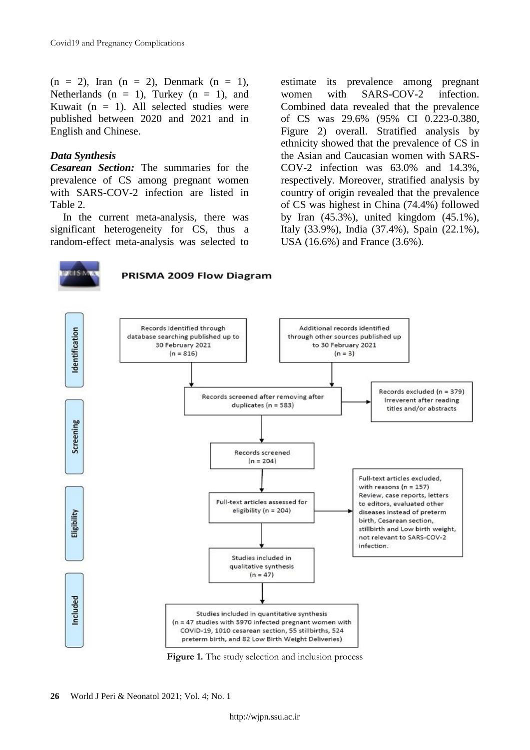(n = 2), Iran (n = 2), Denmark (n = 1), Netherlands (n = 1), Turkey (n = 1), and Kuwait (n = 1). All selected studies were published between 2020 and 2021 and in English and Chinese.

### *Data Synthesis*

***Cesarean Section:*** The summaries for the prevalence of CS among pregnant women with SARS-COV-2 infection are listed in Table 2.

In the current meta-analysis, there was significant heterogeneity for CS, thus a random-effect meta-analysis was selected to estimate its prevalence among pregnant women with SARS-COV-2 infection. Combined data revealed that the prevalence of CS was 29.6% (95% CI 0.223-0.380, Figure 2) overall. Stratified analysis by ethnicity showed that the prevalence of CS in the Asian and Caucasian women with SARS-COV-2 infection was 63.0% and 14.3%, respectively. Moreover, stratified analysis by country of origin revealed that the prevalence of CS was highest in China (74.4%) followed by Iran (45.3%), united kingdom (45.1%), Italy (33.9%), India (37.4%), Spain (22.1%), USA (16.6%) and France (3.6%).

**PRISMA 2009 Flow Diagram**

**Identification**

- Records identified through database searching published up to 30 February 2021 (n = 816)
- Additional records identified through other sources published up to 30 February 2021 (n = 3)

**Screening**

- Records screened after removing after duplicates (n = 583)
- Records excluded (n = 379) Irreverent after reading titles and/or abstracts
- Records screened (n = 204)

**Eligibility**

- Full-text articles assessed for eligibility (n = 204)
- Full-text articles excluded, with reasons (n = 157) Review, case reports, letters to editors, evaluated other diseases instead of preterm birth, Cesarean section, stillbirth and Low birth weight, not relevant to SARS-COV-2 infection.
- Studies included in qualitative synthesis (n = 47)

**Included**

- Studies included in quantitative synthesis (n = 47 studies with 5970 infected pregnant women with COVID-19, 1010 cesarean section, 55 stillbirths, 524 preterm birth, and 82 Low Birth Weight Deliveries)

**Figure 1.** The study selection and inclusion process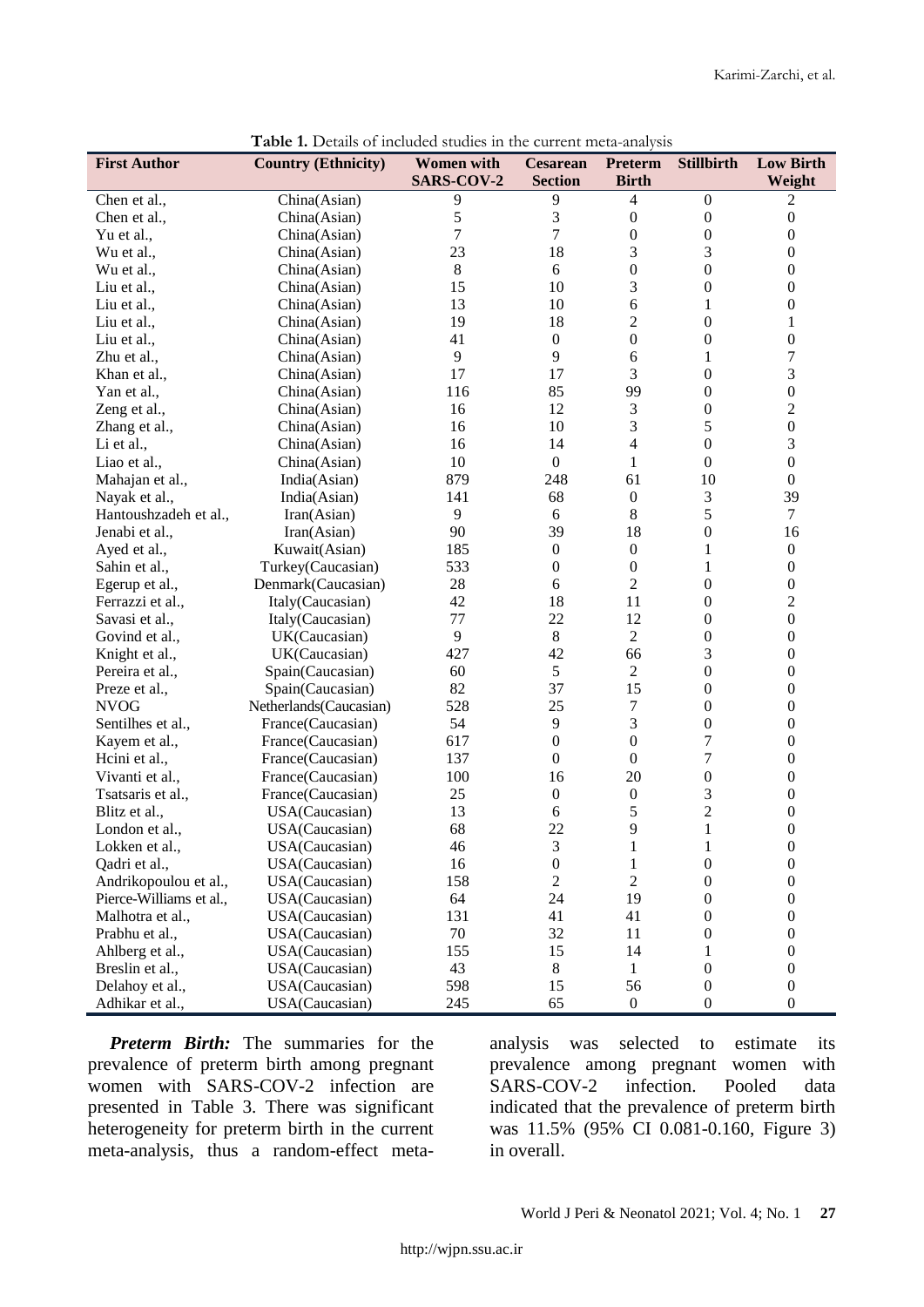**Table 1.** Details of included studies in the current meta-analysis

| First Author | Country (Ethnicity) | Women with SARS-COV-2 | Cesarean Section | Preterm Birth | Stillbirth | Low Birth Weight |
|---|---|---|---|---|---|---|
| Chen et al., | China(Asian) | 9 | 9 | 4 | 0 | 2 |
| Chen et al., | China(Asian) | 5 | 3 | 0 | 0 | 0 |
| Yu et al., | China(Asian) | 7 | 7 | 0 | 0 | 0 |
| Wu et al., | China(Asian) | 23 | 18 | 3 | 3 | 0 |
| Wu et al., | China(Asian) | 8 | 6 | 0 | 0 | 0 |
| Liu et al., | China(Asian) | 15 | 10 | 3 | 0 | 0 |
| Liu et al., | China(Asian) | 13 | 10 | 6 | 1 | 0 |
| Liu et al., | China(Asian) | 19 | 18 | 2 | 0 | 1 |
| Liu et al., | China(Asian) | 41 | 0 | 0 | 0 | 0 |
| Zhu et al., | China(Asian) | 9 | 9 | 6 | 1 | 7 |
| Khan et al., | China(Asian) | 17 | 17 | 3 | 0 | 3 |
| Yan et al., | China(Asian) | 116 | 85 | 99 | 0 | 0 |
| Zeng et al., | China(Asian) | 16 | 12 | 3 | 0 | 2 |
| Zhang et al., | China(Asian) | 16 | 10 | 3 | 5 | 0 |
| Li et al., | China(Asian) | 16 | 14 | 4 | 0 | 3 |
| Liao et al., | China(Asian) | 10 | 0 | 1 | 0 | 0 |
| Mahajan et al., | India(Asian) | 879 | 248 | 61 | 10 | 0 |
| Nayak et al., | India(Asian) | 141 | 68 | 0 | 3 | 39 |
| Hantoushzadeh et al., | Iran(Asian) | 9 | 6 | 8 | 5 | 7 |
| Jenabi et al., | Iran(Asian) | 90 | 39 | 18 | 0 | 16 |
| Ayed et al., | Kuwait(Asian) | 185 | 0 | 0 | 1 | 0 |
| Sahin et al., | Turkey(Caucasian) | 533 | 0 | 0 | 1 | 0 |
| Egerup et al., | Denmark(Caucasian) | 28 | 6 | 2 | 0 | 0 |
| Ferrazzi et al., | Italy(Caucasian) | 42 | 18 | 11 | 0 | 2 |
| Savasi et al., | Italy(Caucasian) | 77 | 22 | 12 | 0 | 0 |
| Govind et al., | UK(Caucasian) | 9 | 8 | 2 | 0 | 0 |
| Knight et al., | UK(Caucasian) | 427 | 42 | 66 | 3 | 0 |
| Pereira et al., | Spain(Caucasian) | 60 | 5 | 2 | 0 | 0 |
| Preze et al., | Spain(Caucasian) | 82 | 37 | 15 | 0 | 0 |
| NVOG | Netherlands(Caucasian) | 528 | 25 | 7 | 0 | 0 |
| Sentilhes et al., | France(Caucasian) | 54 | 9 | 3 | 0 | 0 |
| Kayem et al., | France(Caucasian) | 617 | 0 | 0 | 7 | 0 |
| Hcini et al., | France(Caucasian) | 137 | 0 | 0 | 7 | 0 |
| Vivanti et al., | France(Caucasian) | 100 | 16 | 20 | 0 | 0 |
| Tsatsaris et al., | France(Caucasian) | 25 | 0 | 0 | 3 | 0 |
| Blitz et al., | USA(Caucasian) | 13 | 6 | 5 | 2 | 0 |
| London et al., | USA(Caucasian) | 68 | 22 | 9 | 1 | 0 |
| Lokken et al., | USA(Caucasian) | 46 | 3 | 1 | 1 | 0 |
| Qadri et al., | USA(Caucasian) | 16 | 0 | 1 | 0 | 0 |
| Andrikopoulou et al., | USA(Caucasian) | 158 | 2 | 2 | 0 | 0 |
| Pierce-Williams et al., | USA(Caucasian) | 64 | 24 | 19 | 0 | 0 |
| Malhotra et al., | USA(Caucasian) | 131 | 41 | 41 | 0 | 0 |
| Prabhu et al., | USA(Caucasian) | 70 | 32 | 11 | 0 | 0 |
| Ahlberg et al., | USA(Caucasian) | 155 | 15 | 14 | 1 | 0 |
| Breslin et al., | USA(Caucasian) | 43 | 8 | 1 | 0 | 0 |
| Delahoy et al., | USA(Caucasian) | 598 | 15 | 56 | 0 | 0 |
| Adhikar et al., | USA(Caucasian) | 245 | 65 | 0 | 0 | 0 |

***Preterm Birth:*** The summaries for the prevalence of preterm birth among pregnant women with SARS-COV-2 infection are presented in Table 3. There was significant heterogeneity for preterm birth in the current meta-analysis, thus a random-effect meta-analysis was selected to estimate its prevalence among pregnant women with SARS-COV-2 infection. Pooled data indicated that the prevalence of preterm birth was 11.5% (95% CI 0.081-0.160, Figure 3) in overall.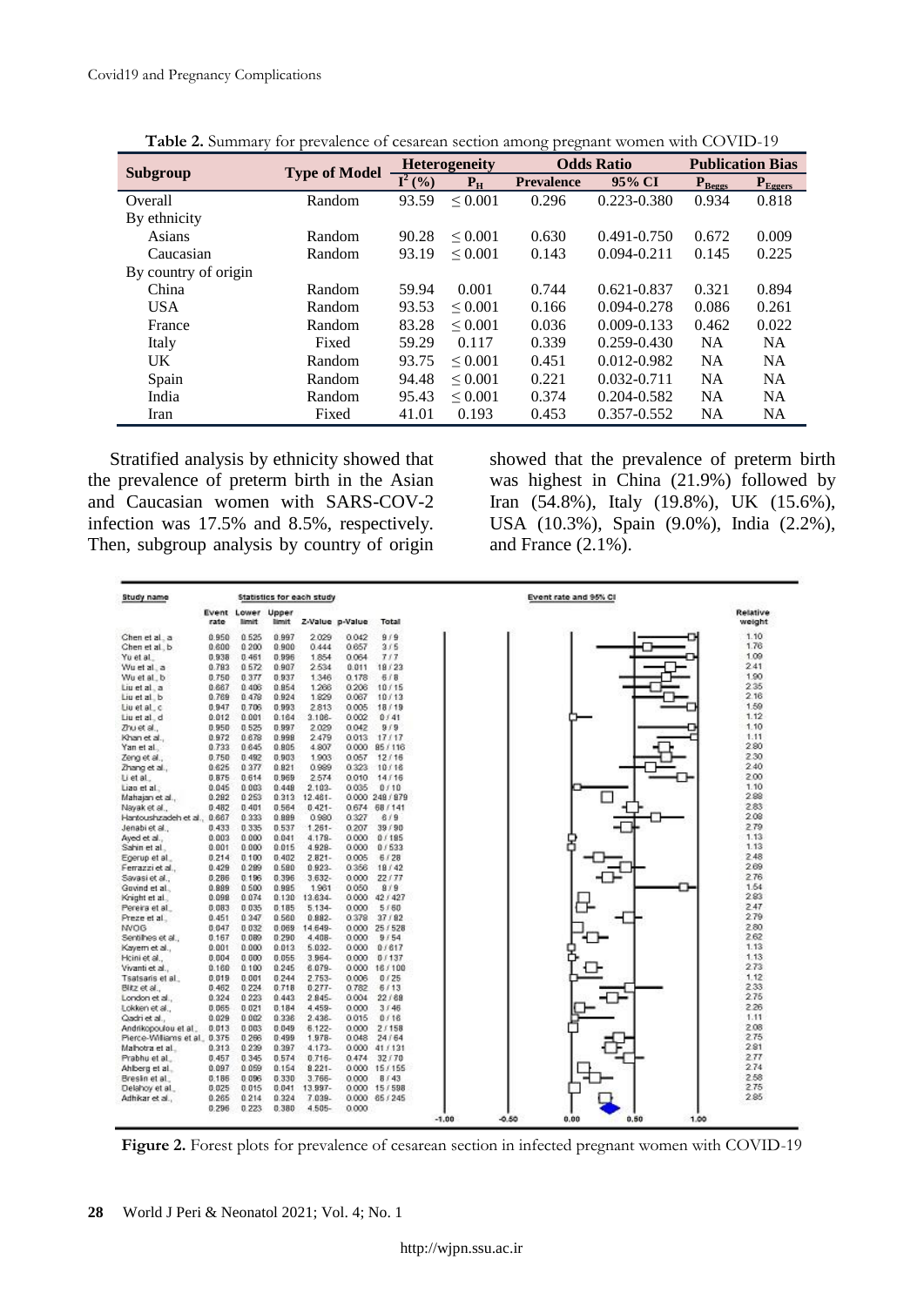**Table 2.** Summary for prevalence of cesarean section among pregnant women with COVID-19

| Subgroup | Type of Model | Heterogeneity | | Odds Ratio | | Publication Bias | |
|---|---|---|---|---|---|---|---|
| | | $I^2$ (%) | $P_H$ | Prevalence | 95% CI | $P_{Beggs}$ | $P_{Eggers}$ |
| Overall | Random | 93.59 | ≤ 0.001 | 0.296 | 0.223-0.380 | 0.934 | 0.818 |
| By ethnicity | | | | | | | |
| Asians | Random | 90.28 | ≤ 0.001 | 0.630 | 0.491-0.750 | 0.672 | 0.009 |
| Caucasian | Random | 93.19 | ≤ 0.001 | 0.143 | 0.094-0.211 | 0.145 | 0.225 |
| By country of origin | | | | | | | |
| China | Random | 59.94 | 0.001 | 0.744 | 0.621-0.837 | 0.321 | 0.894 |
| USA | Random | 93.53 | ≤ 0.001 | 0.166 | 0.094-0.278 | 0.086 | 0.261 |
| France | Random | 83.28 | ≤ 0.001 | 0.036 | 0.009-0.133 | 0.462 | 0.022 |
| Italy | Fixed | 59.29 | 0.117 | 0.339 | 0.259-0.430 | NA | NA |
| UK | Random | 93.75 | ≤ 0.001 | 0.451 | 0.012-0.982 | NA | NA |
| Spain | Random | 94.48 | ≤ 0.001 | 0.221 | 0.032-0.711 | NA | NA |
| India | Random | 95.43 | ≤ 0.001 | 0.374 | 0.204-0.582 | NA | NA |
| Iran | Fixed | 41.01 | 0.193 | 0.453 | 0.357-0.552 | NA | NA |

Stratified analysis by ethnicity showed that the prevalence of preterm birth in the Asian and Caucasian women with SARS-COV-2 infection was 17.5% and 8.5%, respectively. Then, subgroup analysis by country of origin showed that the prevalence of preterm birth was highest in China (21.9%) followed by Iran (54.8%), Italy (19.8%), UK (15.6%), USA (10.3%), Spain (9.0%), India (2.2%), and France (2.1%).

| Study name | Event rate | Lower limit | Upper limit | Z-Value | p-Value | Total | Relative weight |
|---|---|---|---|---|---|---|---|
| Chen et al., a | 0.950 | 0.525 | 0.997 | 2.029 | 0.042 | 9 / 9 | 1.10 |
| Chen et al., b | 0.600 | 0.200 | 0.900 | 0.444 | 0.657 | 3 / 5 | 1.76 |
| Yu et al., | 0.938 | 0.461 | 0.996 | 1.854 | 0.064 | 7 / 7 | 1.09 |
| Wu et al., a | 0.783 | 0.572 | 0.907 | 2.534 | 0.011 | 18 / 23 | 2.41 |
| Wu et al., b | 0.750 | 0.377 | 0.937 | 1.346 | 0.178 | 6 / 8 | 1.90 |
| Liu et al., a | 0.667 | 0.406 | 0.854 | 1.266 | 0.206 | 10 / 15 | 2.35 |
| Liu et al., b | 0.769 | 0.478 | 0.924 | 1.829 | 0.067 | 10 / 13 | 2.16 |
| Liu et al., c | 0.947 | 0.706 | 0.993 | 2.813 | 0.005 | 18 / 19 | 1.59 |
| Liu et al., d | 0.012 | 0.001 | 0.164 | 3.106- | 0.002 | 0 / 41 | 1.12 |
| Zhu et al., | 0.950 | 0.525 | 0.997 | 2.029 | 0.042 | 9 / 9 | 1.10 |
| Khan et al., | 0.972 | 0.678 | 0.998 | 2.479 | 0.013 | 17 / 17 | 1.11 |
| Yan et al., | 0.733 | 0.645 | 0.805 | 4.807 | 0.000 | 85 / 116 | 2.80 |
| Zeng et al., | 0.750 | 0.492 | 0.903 | 1.903 | 0.057 | 12 / 16 | 2.30 |
| Zhang et al., | 0.625 | 0.377 | 0.821 | 0.989 | 0.323 | 10 / 16 | 2.40 |
| Li et al., | 0.875 | 0.614 | 0.969 | 2.574 | 0.010 | 14 / 16 | 2.00 |
| Liao et al., | 0.045 | 0.003 | 0.448 | 2.103- | 0.035 | 0 / 10 | 1.10 |
| Mahajan et al., | 0.282 | 0.253 | 0.313 | 12.481- | 0.000 | 248 / 879 | 2.88 |
| Nayak et al., | 0.482 | 0.401 | 0.564 | 0.421- | 0.674 | 68 / 141 | 2.83 |
| Hantoushzadeh et al., | 0.667 | 0.333 | 0.889 | 0.980 | 0.327 | 6 / 9 | 2.08 |
| Jenabi et al., | 0.433 | 0.335 | 0.537 | 1.261- | 0.207 | 39 / 90 | 2.79 |
| Ayed et al., | 0.003 | 0.000 | 0.041 | 4.178- | 0.000 | 0 / 185 | 1.13 |
| Sahin et al., | 0.001 | 0.000 | 0.015 | 4.928- | 0.000 | 0 / 533 | 1.13 |
| Egerup et al., | 0.214 | 0.100 | 0.402 | 2.821- | 0.005 | 6 / 28 | 2.48 |
| Ferrazzi et al., | 0.429 | 0.289 | 0.580 | 0.923- | 0.356 | 18 / 42 | 2.69 |
| Savasi et al., | 0.286 | 0.196 | 0.396 | 3.632- | 0.000 | 22 / 77 | 2.76 |
| Govind et al., | 0.889 | 0.500 | 0.985 | 1.961 | 0.050 | 8 / 9 | 1.54 |
| Knight et al., | 0.098 | 0.074 | 0.130 | 13.634- | 0.000 | 42 / 427 | 2.83 |
| Pereira et al., | 0.083 | 0.035 | 0.185 | 5.134- | 0.000 | 5 / 60 | 2.47 |
| Preze et al., | 0.451 | 0.347 | 0.560 | 0.882- | 0.378 | 37 / 82 | 2.79 |
| NVOG | 0.047 | 0.032 | 0.069 | 14.649- | 0.000 | 25 / 528 | 2.80 |
| Sentilhes et al., | 0.167 | 0.089 | 0.290 | 4.408- | 0.000 | 9 / 54 | 2.62 |
| Kayem et al., | 0.001 | 0.000 | 0.013 | 5.032- | 0.000 | 0 / 617 | 1.13 |
| Hcini et al., | 0.004 | 0.000 | 0.055 | 3.964- | 0.000 | 0 / 137 | 1.13 |
| Vivanti et al., | 0.160 | 0.100 | 0.245 | 6.079- | 0.000 | 16 / 100 | 2.73 |
| Tsatsaris et al., | 0.019 | 0.001 | 0.244 | 2.753- | 0.006 | 0 / 25 | 1.12 |
| Blitz et al., | 0.462 | 0.224 | 0.718 | 0.277- | 0.782 | 6 / 13 | 2.33 |
| London et al., | 0.324 | 0.223 | 0.443 | 2.845- | 0.004 | 22 / 68 | 2.75 |
| Lokken et al., | 0.065 | 0.021 | 0.184 | 4.459- | 0.000 | 3 / 46 | 2.26 |
| Qadri et al., | 0.029 | 0.002 | 0.336 | 2.436- | 0.015 | 0 / 16 | 1.11 |
| Andrikopoulou et al., | 0.013 | 0.003 | 0.049 | 6.122- | 0.000 | 2 / 158 | 2.08 |
| Pierce-Williams et al., | 0.375 | 0.266 | 0.499 | 1.978- | 0.048 | 24 / 64 | 2.75 |
| Malhotra et al., | 0.313 | 0.239 | 0.397 | 4.173- | 0.000 | 41 / 131 | 2.81 |
| Prabhu et al., | 0.457 | 0.345 | 0.574 | 0.716- | 0.474 | 32 / 70 | 2.77 |
| Ahlberg et al., | 0.097 | 0.059 | 0.154 | 8.221- | 0.000 | 15 / 155 | 2.74 |
| Breslin et al., | 0.186 | 0.096 | 0.330 | 3.766- | 0.000 | 8 / 43 | 2.58 |
| Delahoy et al., | 0.025 | 0.015 | 0.041 | 13.997- | 0.000 | 15 / 598 | 2.75 |
| Adhikar et al., | 0.265 | 0.214 | 0.324 | 7.039- | 0.000 | 65 / 245 | 2.85 |
| | 0.296 | 0.223 | 0.380 | 4.505- | 0.000 | | |

**Figure 2.** Forest plots for prevalence of cesarean section in infected pregnant women with COVID-19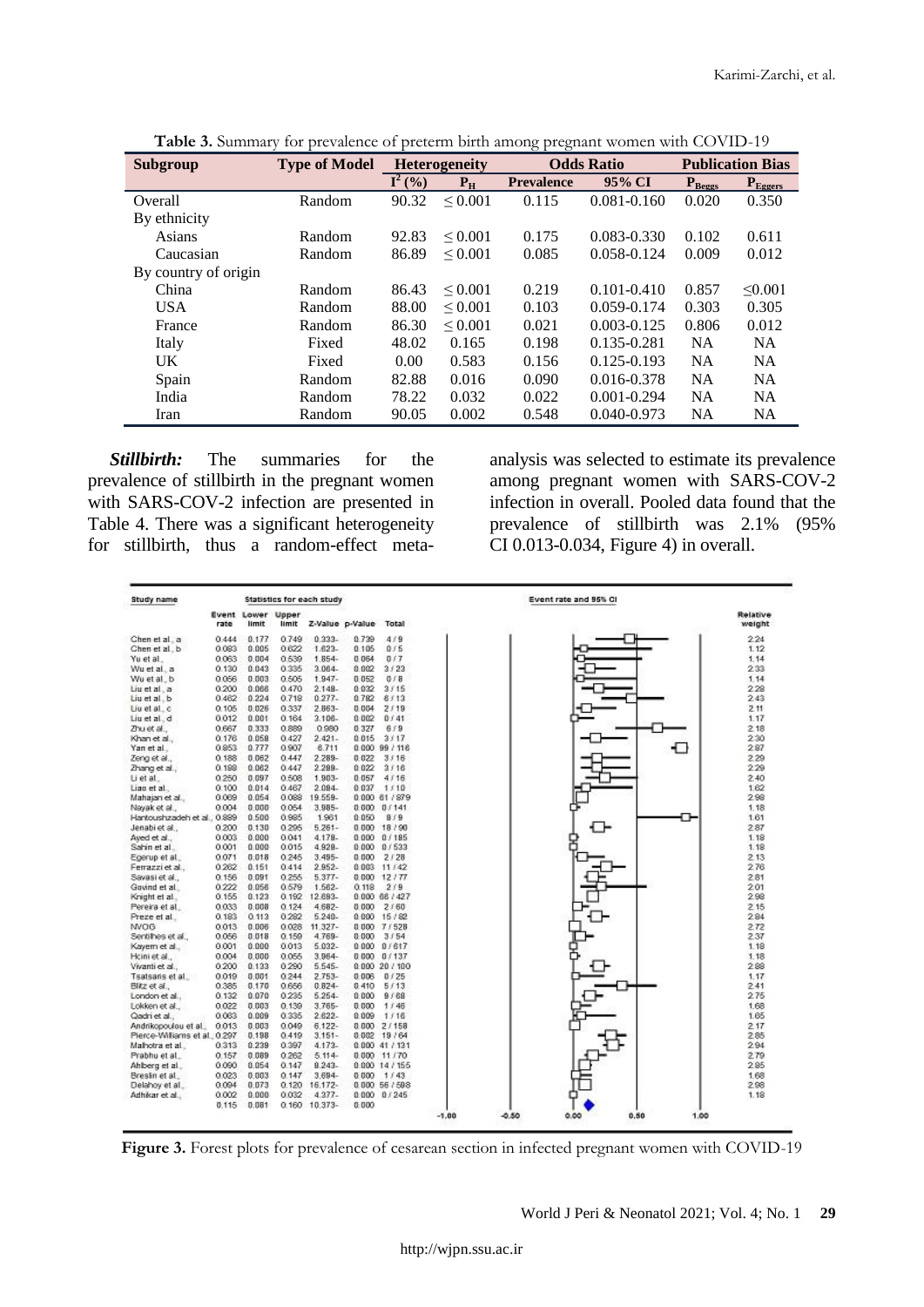**Table 3.** Summary for prevalence of preterm birth among pregnant women with COVID-19

| Subgroup | Type of Model | Heterogeneity | | Odds Ratio | | Publication Bias | |
|---|---|---|---|---|---|---|---|
| | | $I^2$ (%) | $P_H$ | Prevalence | 95% CI | $P_{Beggs}$ | $P_{Eggers}$ |
| Overall | Random | 90.32 | ≤ 0.001 | 0.115 | 0.081-0.160 | 0.020 | 0.350 |
| By ethnicity | | | | | | | |
| Asians | Random | 92.83 | ≤ 0.001 | 0.175 | 0.083-0.330 | 0.102 | 0.611 |
| Caucasian | Random | 86.89 | ≤ 0.001 | 0.085 | 0.058-0.124 | 0.009 | 0.012 |
| By country of origin | | | | | | | |
| China | Random | 86.43 | ≤ 0.001 | 0.219 | 0.101-0.410 | 0.857 | ≤0.001 |
| USA | Random | 88.00 | ≤ 0.001 | 0.103 | 0.059-0.174 | 0.303 | 0.305 |
| France | Random | 86.30 | ≤ 0.001 | 0.021 | 0.003-0.125 | 0.806 | 0.012 |
| Italy | Fixed | 48.02 | 0.165 | 0.198 | 0.135-0.281 | NA | NA |
| UK | Fixed | 0.00 | 0.583 | 0.156 | 0.125-0.193 | NA | NA |
| Spain | Random | 82.88 | 0.016 | 0.090 | 0.016-0.378 | NA | NA |
| India | Random | 78.22 | 0.032 | 0.022 | 0.001-0.294 | NA | NA |
| Iran | Random | 90.05 | 0.002 | 0.548 | 0.040-0.973 | NA | NA |

***Stillbirth:*** The summaries for the prevalence of stillbirth in the pregnant women with SARS-COV-2 infection are presented in Table 4. There was a significant heterogeneity for stillbirth, thus a random-effect meta-analysis was selected to estimate its prevalence among pregnant women with SARS-COV-2 infection in overall. Pooled data found that the prevalence of stillbirth was 2.1% (95% CI 0.013-0.034, Figure 4) in overall.

| Study name | Event rate | Lower limit | Upper limit | Z-Value | p-Value | Total | Relative weight |
|---|---|---|---|---|---|---|---|
| Chen et al., a | 0.444 | 0.177 | 0.749 | 0.333- | 0.739 | 4 / 9 | 2.24 |
| Chen et al., b | 0.083 | 0.005 | 0.622 | 1.623- | 0.105 | 0 / 5 | 1.12 |
| Yu et al., | 0.063 | 0.004 | 0.539 | 1.854- | 0.064 | 0 / 7 | 1.14 |
| Wu et al., a | 0.130 | 0.043 | 0.335 | 3.064- | 0.002 | 3 / 23 | 2.33 |
| Wu et al., b | 0.056 | 0.003 | 0.505 | 1.947- | 0.052 | 0 / 8 | 1.14 |
| Liu et al., a | 0.200 | 0.066 | 0.470 | 2.148- | 0.032 | 3 / 15 | 2.28 |
| Liu et al., b | 0.462 | 0.224 | 0.718 | 0.277- | 0.782 | 6 / 13 | 2.43 |
| Liu et al., c | 0.105 | 0.026 | 0.337 | 2.863- | 0.004 | 2 / 19 | 2.11 |
| Liu et al., d | 0.012 | 0.001 | 0.164 | 3.106- | 0.002 | 0 / 41 | 1.17 |
| Zhu et al., | 0.667 | 0.333 | 0.889 | 0.980 | 0.327 | 6 / 9 | 2.18 |
| Khan et al., | 0.176 | 0.058 | 0.427 | 2.421- | 0.015 | 3 / 17 | 2.30 |
| Yan et al., | 0.853 | 0.777 | 0.907 | 6.711 | 0.000 | 99 / 116 | 2.87 |
| Zeng et al., | 0.188 | 0.062 | 0.447 | 2.289- | 0.022 | 3 / 16 | 2.29 |
| Zhang et al., | 0.188 | 0.062 | 0.447 | 2.289- | 0.022 | 3 / 16 | 2.29 |
| Li et al., | 0.250 | 0.097 | 0.508 | 1.903- | 0.057 | 4 / 16 | 2.40 |
| Liao et al., | 0.100 | 0.014 | 0.467 | 2.084- | 0.037 | 1 / 10 | 1.62 |
| Mahajan et al., | 0.069 | 0.054 | 0.088 | 19.559- | 0.000 | 61 / 879 | 2.98 |
| Nayak et al., | 0.004 | 0.000 | 0.054 | 3.985- | 0.000 | 0 / 141 | 1.18 |
| Hantoushzadeh et al., | 0.889 | 0.500 | 0.985 | 1.961 | 0.050 | 8 / 9 | 1.61 |
| Jenabi et al., | 0.200 | 0.130 | 0.295 | 5.261- | 0.000 | 18 / 90 | 2.87 |
| Ayed et al., | 0.003 | 0.000 | 0.041 | 4.178- | 0.000 | 0 / 185 | 1.18 |
| Sahin et al., | 0.001 | 0.000 | 0.015 | 4.928- | 0.000 | 0 / 533 | 1.18 |
| Egerup et al., | 0.071 | 0.018 | 0.245 | 3.495- | 0.000 | 2 / 28 | 2.13 |
| Ferrazzi et al., | 0.262 | 0.151 | 0.414 | 2.952- | 0.003 | 11 / 42 | 2.76 |
| Savasi et al., | 0.156 | 0.091 | 0.255 | 5.377- | 0.000 | 12 / 77 | 2.81 |
| Govind et al., | 0.222 | 0.056 | 0.579 | 1.562- | 0.118 | 2 / 9 | 2.01 |
| Knight et al., | 0.155 | 0.123 | 0.192 | 12.693- | 0.000 | 66 / 427 | 2.98 |
| Pereira et al., | 0.033 | 0.008 | 0.124 | 4.682- | 0.000 | 2 / 60 | 2.15 |
| Preze et al., | 0.183 | 0.113 | 0.282 | 5.240- | 0.000 | 15 / 82 | 2.84 |
| NVOG | 0.013 | 0.006 | 0.028 | 11.327- | 0.000 | 7 / 528 | 2.72 |
| Sentilhes et al., | 0.056 | 0.018 | 0.159 | 4.769- | 0.000 | 3 / 54 | 2.37 |
| Kayem et al., | 0.001 | 0.000 | 0.013 | 5.032- | 0.000 | 0 / 617 | 1.18 |
| Hcini et al., | 0.004 | 0.000 | 0.055 | 3.964- | 0.000 | 0 / 137 | 1.18 |
| Vivanti et al., | 0.200 | 0.133 | 0.290 | 5.545- | 0.000 | 20 / 100 | 2.88 |
| Tsatsaris et al., | 0.019 | 0.001 | 0.244 | 2.753- | 0.006 | 0 / 25 | 1.17 |
| Blitz et al., | 0.385 | 0.170 | 0.656 | 0.824- | 0.410 | 5 / 13 | 2.41 |
| London et al., | 0.132 | 0.070 | 0.235 | 5.254- | 0.000 | 9 / 68 | 2.75 |
| Lokken et al., | 0.022 | 0.003 | 0.139 | 3.765- | 0.000 | 1 / 46 | 1.68 |
| Qadri et al., | 0.063 | 0.009 | 0.335 | 2.622- | 0.009 | 1 / 16 | 1.65 |
| Andrikopoulou et al., | 0.013 | 0.003 | 0.049 | 6.122- | 0.000 | 2 / 158 | 2.17 |
| Pierce-Williams et al., | 0.297 | 0.198 | 0.419 | 3.151- | 0.002 | 19 / 64 | 2.85 |
| Malhotra et al., | 0.313 | 0.239 | 0.397 | 4.173- | 0.000 | 41 / 131 | 2.94 |
| Prabhu et al., | 0.157 | 0.089 | 0.262 | 5.114- | 0.000 | 11 / 70 | 2.79 |
| Ahlberg et al., | 0.090 | 0.054 | 0.147 | 8.243- | 0.000 | 14 / 155 | 2.85 |
| Breslin et al., | 0.023 | 0.003 | 0.147 | 3.694- | 0.000 | 1 / 43 | 1.68 |
| Delahoy et al., | 0.094 | 0.073 | 0.120 | 16.172- | 0.000 | 56 / 598 | 2.98 |
| Adhikari et al., | 0.002 | 0.000 | 0.032 | 4.377- | 0.000 | 0 / 245 | 1.18 |
| | 0.115 | 0.081 | 0.160 | 10.373- | 0.000 | | |

**Figure 3.** Forest plots for prevalence of cesarean section in infected pregnant women with COVID-19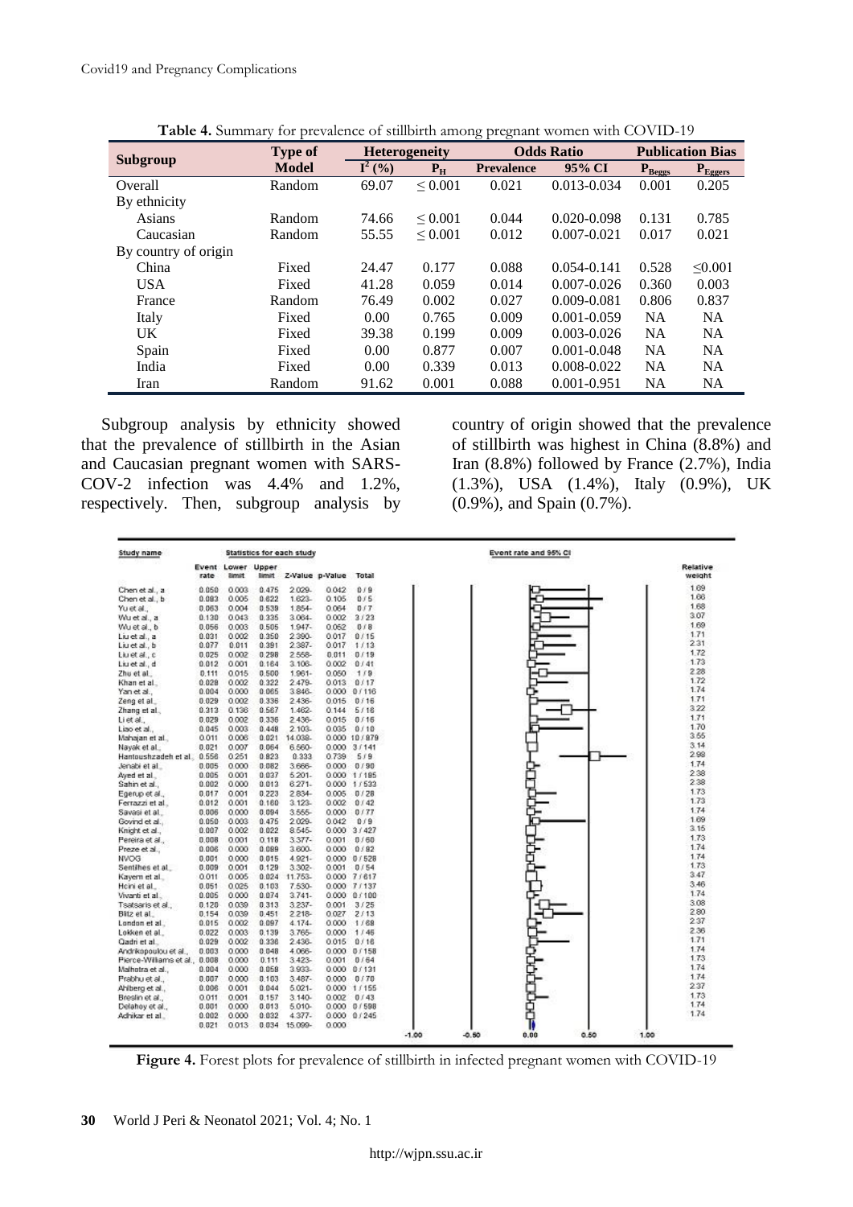**Table 4.** Summary for prevalence of stillbirth among pregnant women with COVID-19

| Subgroup | Type of Model | Heterogeneity | | Odds Ratio | | Publication Bias | |
|---|---|---|---|---|---|---|---|
| | | $I^2$ (%) | $P_H$ | Prevalence | 95% CI | $P_{Beggs}$ | $P_{Eggers}$ |
| Overall | Random | 69.07 | ≤ 0.001 | 0.021 | 0.013-0.034 | 0.001 | 0.205 |
| By ethnicity | | | | | | | |
| Asians | Random | 74.66 | ≤ 0.001 | 0.044 | 0.020-0.098 | 0.131 | 0.785 |
| Caucasian | Random | 55.55 | ≤ 0.001 | 0.012 | 0.007-0.021 | 0.017 | 0.021 |
| By country of origin | | | | | | | |
| China | Fixed | 24.47 | 0.177 | 0.088 | 0.054-0.141 | 0.528 | ≤0.001 |
| USA | Fixed | 41.28 | 0.059 | 0.014 | 0.007-0.026 | 0.360 | 0.003 |
| France | Random | 76.49 | 0.002 | 0.027 | 0.009-0.081 | 0.806 | 0.837 |
| Italy | Fixed | 0.00 | 0.765 | 0.009 | 0.001-0.059 | NA | NA |
| UK | Fixed | 39.38 | 0.199 | 0.009 | 0.003-0.026 | NA | NA |
| Spain | Fixed | 0.00 | 0.877 | 0.007 | 0.001-0.048 | NA | NA |
| India | Fixed | 0.00 | 0.339 | 0.013 | 0.008-0.022 | NA | NA |
| Iran | Random | 91.62 | 0.001 | 0.088 | 0.001-0.951 | NA | NA |

Subgroup analysis by ethnicity showed that the prevalence of stillbirth in the Asian and Caucasian pregnant women with SARS-COV-2 infection was 4.4% and 1.2%, respectively. Then, subgroup analysis by country of origin showed that the prevalence of stillbirth was highest in China (8.8%) and Iran (8.8%) followed by France (2.7%), India (1.3%), USA (1.4%), Italy (0.9%), UK (0.9%), and Spain (0.7%).

| Study name | Event rate | Lower limit | Upper limit | Z-Value | p-Value | Total | Relative weight |
|---|---|---|---|---|---|---|---|
| Chen et al., a | 0.050 | 0.003 | 0.475 | 2.029- | 0.042 | 0 / 9 | 1.69 |
| Chen et al., b | 0.083 | 0.005 | 0.622 | 1.623- | 0.105 | 0 / 5 | 1.66 |
| Yu et al., | 0.063 | 0.004 | 0.539 | 1.854- | 0.064 | 0 / 7 | 1.68 |
| Wu et al., a | 0.130 | 0.043 | 0.335 | 3.084- | 0.002 | 3 / 23 | 3.07 |
| Wu et al., b | 0.056 | 0.003 | 0.505 | 1.947- | 0.052 | 0 / 8 | 1.69 |
| Liu et al., a | 0.031 | 0.002 | 0.350 | 2.390- | 0.017 | 0 / 15 | 1.71 |
| Liu et al., b | 0.077 | 0.011 | 0.391 | 2.387- | 0.017 | 1 / 13 | 2.31 |
| Liu et al., c | 0.025 | 0.002 | 0.298 | 2.558- | 0.011 | 0 / 19 | 1.72 |
| Liu et al., d | 0.012 | 0.001 | 0.164 | 3.106- | 0.002 | 0 / 41 | 1.73 |
| Zhu et al., | 0.111 | 0.015 | 0.500 | 1.961- | 0.050 | 1 / 9 | 2.28 |
| Khan et al., | 0.028 | 0.002 | 0.322 | 2.479- | 0.013 | 0 / 17 | 1.72 |
| Yan et al., | 0.004 | 0.000 | 0.065 | 3.846- | 0.000 | 0 / 116 | 1.74 |
| Zeng et al., | 0.029 | 0.002 | 0.336 | 2.436- | 0.015 | 0 / 16 | 1.71 |
| Zhang et al., | 0.313 | 0.136 | 0.567 | 1.462- | 0.144 | 5 / 16 | 3.22 |
| Li et al., | 0.029 | 0.002 | 0.336 | 2.436- | 0.015 | 0 / 16 | 1.71 |
| Liao et al., | 0.045 | 0.003 | 0.448 | 2.103- | 0.035 | 0 / 10 | 1.70 |
| Mahajan et al., | 0.011 | 0.006 | 0.021 | 14.038- | 0.000 | 10 / 879 | 3.55 |
| Nayak et al., | 0.021 | 0.007 | 0.064 | 6.560- | 0.000 | 3 / 141 | 3.14 |
| Hantoushzadeh et al., | 0.556 | 0.251 | 0.823 | 0.333 | 0.739 | 5 / 9 | 2.98 |
| Jenabi et al., | 0.005 | 0.000 | 0.082 | 3.666- | 0.000 | 0 / 90 | 1.74 |
| Ayed et al., | 0.005 | 0.001 | 0.037 | 5.201- | 0.000 | 1 / 185 | 2.38 |
| Sahin et al., | 0.002 | 0.000 | 0.013 | 6.271- | 0.000 | 1 / 533 | 2.38 |
| Egerup et al., | 0.017 | 0.001 | 0.223 | 2.834- | 0.005 | 0 / 28 | 1.73 |
| Ferrazzi et al., | 0.012 | 0.001 | 0.160 | 3.123- | 0.002 | 0 / 42 | 1.73 |
| Savasi et al., | 0.006 | 0.000 | 0.094 | 3.555- | 0.000 | 0 / 77 | 1.74 |
| Govind et al., | 0.050 | 0.003 | 0.475 | 2.029- | 0.042 | 0 / 9 | 1.69 |
| Knight et al., | 0.007 | 0.002 | 0.022 | 8.545- | 0.000 | 3 / 427 | 3.15 |
| Pereira et al., | 0.008 | 0.001 | 0.118 | 3.377- | 0.001 | 0 / 60 | 1.73 |
| Preze et al., | 0.006 | 0.000 | 0.089 | 3.600- | 0.000 | 0 / 82 | 1.74 |
| NVOG | 0.001 | 0.000 | 0.015 | 4.921- | 0.000 | 0 / 528 | 1.74 |
| Sentilhes et al., | 0.009 | 0.001 | 0.129 | 3.302- | 0.001 | 0 / 54 | 1.73 |
| Kayem et al., | 0.011 | 0.005 | 0.024 | 11.753- | 0.000 | 7 / 617 | 3.47 |
| Hcini et al., | 0.051 | 0.025 | 0.103 | 7.530- | 0.000 | 7 / 137 | 3.46 |
| Vivanti et al., | 0.005 | 0.000 | 0.074 | 3.741- | 0.000 | 0 / 100 | 1.74 |
| Tsatsaris et al., | 0.120 | 0.039 | 0.313 | 3.237- | 0.001 | 3 / 25 | 3.08 |
| Blitz et al., | 0.154 | 0.039 | 0.451 | 2.218- | 0.027 | 2 / 13 | 2.80 |
| London et al., | 0.015 | 0.002 | 0.097 | 4.174- | 0.000 | 1 / 68 | 2.37 |
| Lokken et al., | 0.022 | 0.003 | 0.139 | 3.765- | 0.000 | 1 / 46 | 2.36 |
| Qadri et al., | 0.029 | 0.002 | 0.336 | 2.436- | 0.015 | 0 / 16 | 1.71 |
| Andrikopoulou et al., | 0.003 | 0.000 | 0.048 | 4.066- | 0.000 | 0 / 158 | 1.74 |
| Pierce-Williams et al., | 0.008 | 0.000 | 0.111 | 3.423- | 0.001 | 0 / 64 | 1.73 |
| Malhotra et al., | 0.004 | 0.000 | 0.058 | 3.933- | 0.000 | 0 / 131 | 1.74 |
| Prabhu et al., | 0.007 | 0.000 | 0.103 | 3.487- | 0.000 | 0 / 70 | 1.74 |
| Ahlberg et al., | 0.006 | 0.001 | 0.044 | 5.021- | 0.000 | 1 / 155 | 2.37 |
| Breslin et al., | 0.011 | 0.001 | 0.157 | 3.140- | 0.002 | 0 / 43 | 1.73 |
| Delahoy et al., | 0.001 | 0.000 | 0.013 | 5.010- | 0.000 | 0 / 598 | 1.74 |
| Adhikari et al., | 0.002 | 0.000 | 0.032 | 4.377- | 0.000 | 0 / 245 | 1.74 |
| | 0.021 | 0.013 | 0.034 | 15.099- | 0.000 | | |

**Figure 4.** Forest plots for prevalence of stillbirth in infected pregnant women with COVID-19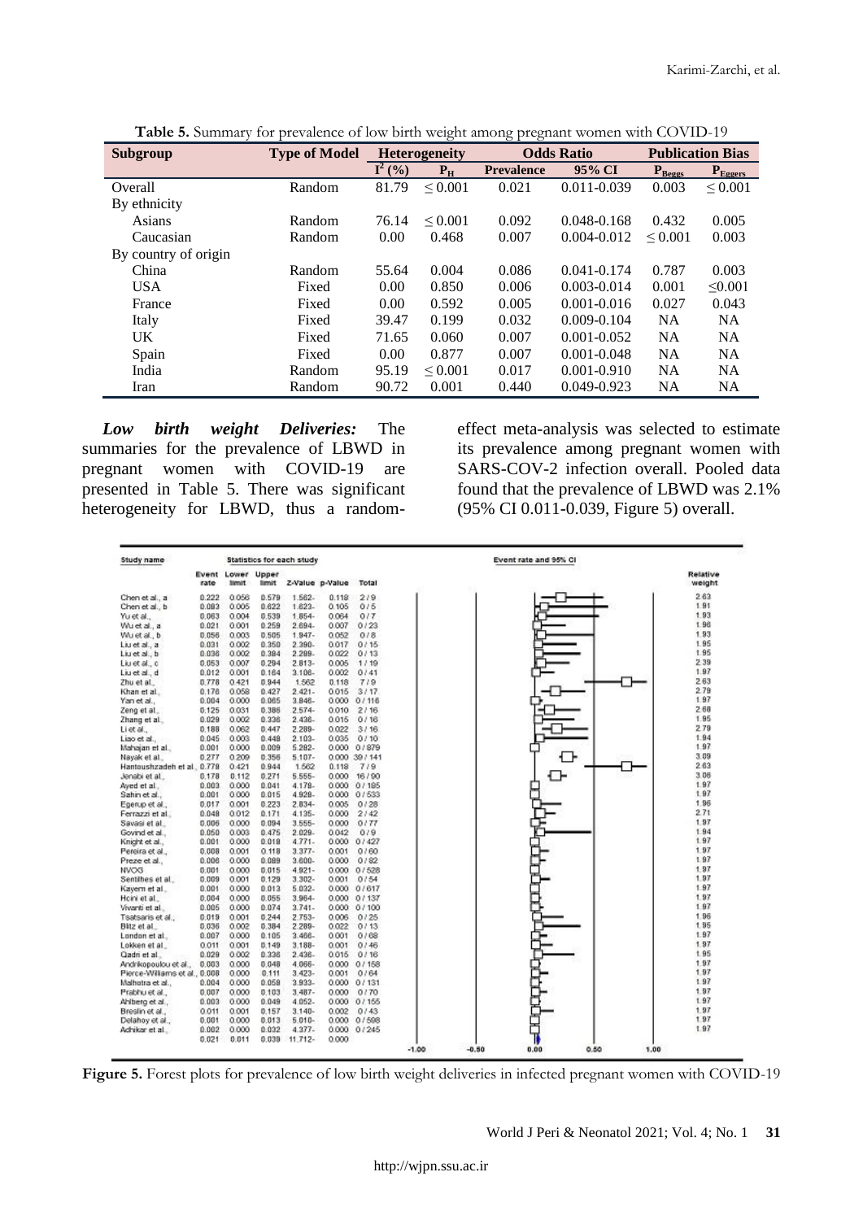**Table 5.** Summary for prevalence of low birth weight among pregnant women with COVID-19

| Subgroup | Type of Model | Heterogeneity | | Odds Ratio | | Publication Bias | |
|---|---|---|---|---|---|---|---|
| | | $I^2$ (%) | $P_H$ | Prevalence | 95% CI | $P_{Beggs}$ | $P_{Eggers}$ |
| Overall | Random | 81.79 | ≤ 0.001 | 0.021 | 0.011-0.039 | 0.003 | ≤ 0.001 |
| By ethnicity | | | | | | | |
| Asians | Random | 76.14 | ≤ 0.001 | 0.092 | 0.048-0.168 | 0.432 | 0.005 |
| Caucasian | Random | 0.00 | 0.468 | 0.007 | 0.004-0.012 | ≤ 0.001 | 0.003 |
| By country of origin | | | | | | | |
| China | Random | 55.64 | 0.004 | 0.086 | 0.041-0.174 | 0.787 | 0.003 |
| USA | Fixed | 0.00 | 0.850 | 0.006 | 0.003-0.014 | 0.001 | ≤0.001 |
| France | Fixed | 0.00 | 0.592 | 0.005 | 0.001-0.016 | 0.027 | 0.043 |
| Italy | Fixed | 39.47 | 0.199 | 0.032 | 0.009-0.104 | NA | NA |
| UK | Fixed | 71.65 | 0.060 | 0.007 | 0.001-0.052 | NA | NA |
| Spain | Fixed | 0.00 | 0.877 | 0.007 | 0.001-0.048 | NA | NA |
| India | Random | 95.19 | ≤ 0.001 | 0.017 | 0.001-0.910 | NA | NA |
| Iran | Random | 90.72 | 0.001 | 0.440 | 0.049-0.923 | NA | NA |

***Low birth weight Deliveries:*** The summaries for the prevalence of LBWD in pregnant women with COVID-19 are presented in Table 5. There was significant heterogeneity for LBWD, thus a random-effect meta-analysis was selected to estimate its prevalence among pregnant women with SARS-COV-2 infection overall. Pooled data found that the prevalence of LBWD was 2.1% (95% CI 0.011-0.039, Figure 5) overall.

| Study name | Event rate | Lower limit | Upper limit | Z-Value | p-Value | Total | Relative weight |
|---|---|---|---|---|---|---|---|
| Chen et al., a | 0.222 | 0.056 | 0.579 | 1.562- | 0.118 | 2 / 9 | 2.63 |
| Chen et al., b | 0.083 | 0.005 | 0.622 | 1.623- | 0.105 | 0 / 5 | 1.91 |
| Yu et al., | 0.063 | 0.004 | 0.539 | 1.854- | 0.064 | 0 / 7 | 1.93 |
| Wu et al., a | 0.021 | 0.001 | 0.259 | 2.694- | 0.007 | 0 / 23 | 1.96 |
| Wu et al., b | 0.056 | 0.003 | 0.505 | 1.947- | 0.052 | 0 / 8 | 1.93 |
| Liu et al., a | 0.031 | 0.002 | 0.350 | 2.390- | 0.017 | 0 / 15 | 1.95 |
| Liu et al., b | 0.036 | 0.002 | 0.384 | 2.289- | 0.022 | 0 / 13 | 1.95 |
| Liu et al., c | 0.053 | 0.007 | 0.294 | 2.813- | 0.005 | 1 / 19 | 2.39 |
| Liu et al., d | 0.012 | 0.001 | 0.164 | 3.106- | 0.002 | 0 / 41 | 1.97 |
| Zhu et al., | 0.778 | 0.421 | 0.944 | 1.562 | 0.118 | 7 / 9 | 2.63 |
| Khan et al., | 0.176 | 0.058 | 0.427 | 2.421- | 0.015 | 3 / 17 | 2.79 |
| Yan et al., | 0.004 | 0.000 | 0.065 | 3.848- | 0.000 | 0 / 118 | 1.97 |
| Zeng et al., | 0.125 | 0.031 | 0.386 | 2.574- | 0.010 | 2 / 16 | 2.68 |
| Zhang et al., | 0.029 | 0.002 | 0.338 | 2.438- | 0.015 | 0 / 16 | 1.95 |
| Li et al., | 0.188 | 0.062 | 0.447 | 2.289- | 0.022 | 3 / 16 | 2.79 |
| Liao et al., | 0.045 | 0.003 | 0.449 | 2.103- | 0.035 | 0 / 10 | 1.94 |
| Mahajan et al., | 0.001 | 0.000 | 0.009 | 5.282- | 0.000 | 0 / 879 | 1.97 |
| Nayak et al., | 0.277 | 0.209 | 0.356 | 5.107- | 0.000 | 39 / 141 | 3.09 |
| Hantoushzadeh et al., | 0.778 | 0.421 | 0.944 | 1.562 | 0.118 | 7 / 9 | 2.63 |
| Jenabi et al., | 0.178 | 0.112 | 0.271 | 5.555- | 0.000 | 16 / 90 | 3.06 |
| Ayed et al., | 0.003 | 0.000 | 0.041 | 4.178- | 0.000 | 0 / 185 | 1.97 |
| Sahin et al., | 0.001 | 0.000 | 0.015 | 4.928- | 0.000 | 0 / 533 | 1.97 |
| Egerup et al., | 0.017 | 0.001 | 0.223 | 2.834- | 0.005 | 0 / 28 | 1.96 |
| Ferrazzi et al., | 0.048 | 0.012 | 0.171 | 4.135- | 0.000 | 2 / 42 | 2.71 |
| Savasi et al., | 0.006 | 0.000 | 0.094 | 3.555- | 0.000 | 0 / 77 | 1.97 |
| Govind et al., | 0.050 | 0.003 | 0.475 | 2.029- | 0.042 | 0 / 9 | 1.94 |
| Knight et al., | 0.001 | 0.000 | 0.018 | 4.771- | 0.000 | 0 / 427 | 1.97 |
| Pereira et al., | 0.008 | 0.001 | 0.118 | 3.377- | 0.001 | 0 / 60 | 1.97 |
| Preze et al., | 0.006 | 0.000 | 0.089 | 3.600- | 0.000 | 0 / 82 | 1.97 |
| NVOG | 0.001 | 0.000 | 0.015 | 4.921- | 0.000 | 0 / 528 | 1.97 |
| Sentilhes et al., | 0.009 | 0.001 | 0.129 | 3.302- | 0.001 | 0 / 54 | 1.97 |
| Kayem et al., | 0.001 | 0.000 | 0.013 | 5.032- | 0.000 | 0 / 617 | 1.97 |
| Hcini et al., | 0.004 | 0.000 | 0.055 | 3.964- | 0.000 | 0 / 137 | 1.97 |
| Vivanti et al., | 0.005 | 0.000 | 0.074 | 3.741- | 0.000 | 0 / 100 | 1.97 |
| Tsatsaris et al., | 0.019 | 0.001 | 0.244 | 2.753- | 0.006 | 0 / 25 | 1.96 |
| Blitz et al., | 0.036 | 0.002 | 0.384 | 2.289- | 0.022 | 0 / 13 | 1.95 |
| London et al., | 0.007 | 0.000 | 0.105 | 3.466- | 0.001 | 0 / 68 | 1.97 |
| Lokken et al., | 0.011 | 0.001 | 0.149 | 3.188- | 0.001 | 0 / 46 | 1.97 |
| Qadri et al., | 0.029 | 0.002 | 0.338 | 2.438- | 0.015 | 0 / 16 | 1.95 |
| Andrikopoulou et al., | 0.003 | 0.000 | 0.048 | 4.066- | 0.000 | 0 / 158 | 1.97 |
| Pierce-Williams et al., | 0.008 | 0.000 | 0.111 | 3.423- | 0.001 | 0 / 64 | 1.97 |
| Malhotra et al., | 0.004 | 0.000 | 0.058 | 3.933- | 0.000 | 0 / 131 | 1.97 |
| Prabhu et al., | 0.007 | 0.000 | 0.103 | 3.487- | 0.000 | 0 / 70 | 1.97 |
| Ahlberg et al., | 0.003 | 0.000 | 0.049 | 4.052- | 0.000 | 0 / 155 | 1.97 |
| Breslin et al., | 0.011 | 0.001 | 0.157 | 3.140- | 0.002 | 0 / 43 | 1.97 |
| Delahoy et al., | 0.001 | 0.000 | 0.013 | 5.010- | 0.000 | 0 / 598 | 1.97 |
| Adhikar et al., | 0.002 | 0.000 | 0.032 | 4.377- | 0.000 | 0 / 245 | 1.97 |
| | 0.021 | 0.011 | 0.039 | 11.712- | 0.000 | | |

**Figure 5.** Forest plots for prevalence of low birth weight deliveries in infected pregnant women with COVID-19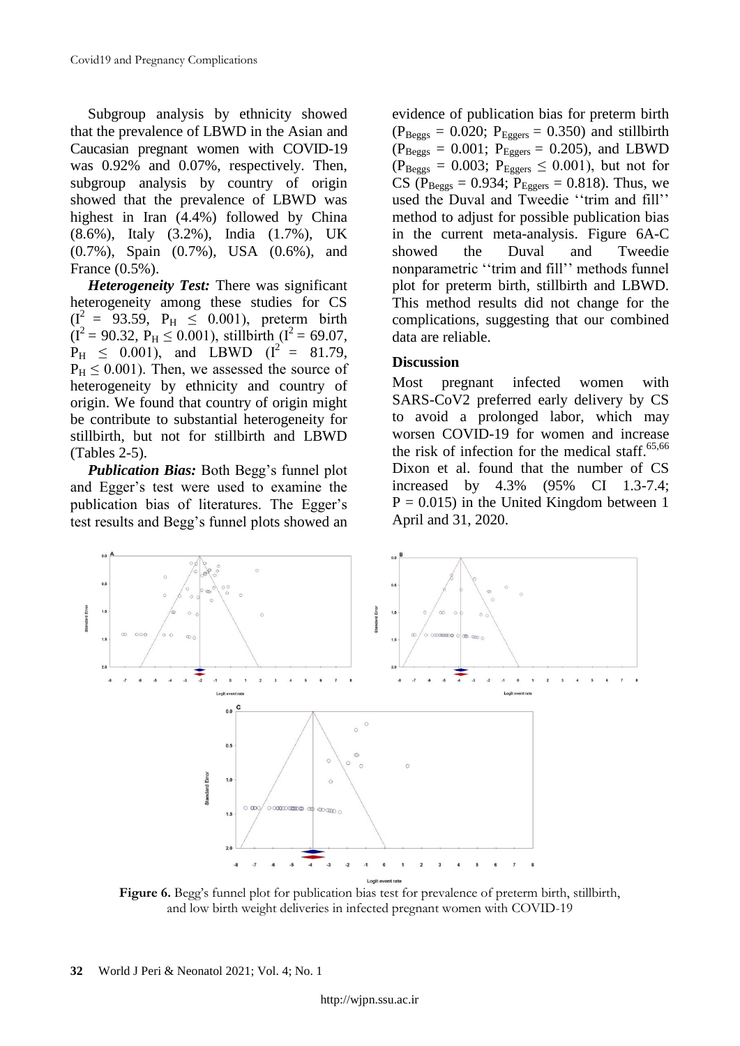Subgroup analysis by ethnicity showed that the prevalence of LBWD in the Asian and Caucasian pregnant women with COVID-19 was 0.92% and 0.07%, respectively. Then, subgroup analysis by country of origin showed that the prevalence of LBWD was highest in Iran (4.4%) followed by China (8.6%), Italy (3.2%), India (1.7%), UK (0.7%), Spain (0.7%), USA (0.6%), and France (0.5%).

***Heterogeneity Test:*** There was significant heterogeneity among these studies for CS ($I^2$ = 93.59, $P_H$ ≤ 0.001), preterm birth ($I^2$ = 90.32, $P_H$ ≤ 0.001), stillbirth ($I^2$ = 69.07, $P_H$ ≤ 0.001), and LBWD ($I^2$ = 81.79, $P_H$ ≤ 0.001). Then, we assessed the source of heterogeneity by ethnicity and country of origin. We found that country of origin might be contribute to substantial heterogeneity for stillbirth, but not for stillbirth and LBWD (Tables 2-5).

***Publication Bias:*** Both Begg's funnel plot and Egger's test were used to examine the publication bias of literatures. The Egger's test results and Begg's funnel plots showed an evidence of publication bias for preterm birth ($P_{Beggs}$ = 0.020; $P_{Eggers}$ = 0.350) and stillbirth ($P_{Beggs}$ = 0.001; $P_{Eggers}$ = 0.205), and LBWD ($P_{Beggs}$ = 0.003; $P_{Eggers}$ ≤ 0.001), but not for CS ($P_{Beggs}$ = 0.934; $P_{Eggers}$ = 0.818). Thus, we used the Duval and Tweedie ''trim and fill'' method to adjust for possible publication bias in the current meta-analysis. Figure 6A-C showed the Duval and Tweedie nonparametric ''trim and fill'' methods funnel plot for preterm birth, stillbirth and LBWD. This method results did not change for the complications, suggesting that our combined data are reliable.

## Discussion

Most pregnant infected women with SARS-CoV2 preferred early delivery by CS to avoid a prolonged labor, which may worsen COVID-19 for women and increase the risk of infection for the medical staff.[65,66] Dixon et al. found that the number of CS increased by 4.3% (95% CI 1.3-7.4; P = 0.015) in the United Kingdom between 1 April and 31, 2020.

**Figure 6.** Begg's funnel plot for publication bias test for prevalence of preterm birth, stillbirth, and low birth weight deliveries in infected pregnant women with COVID-19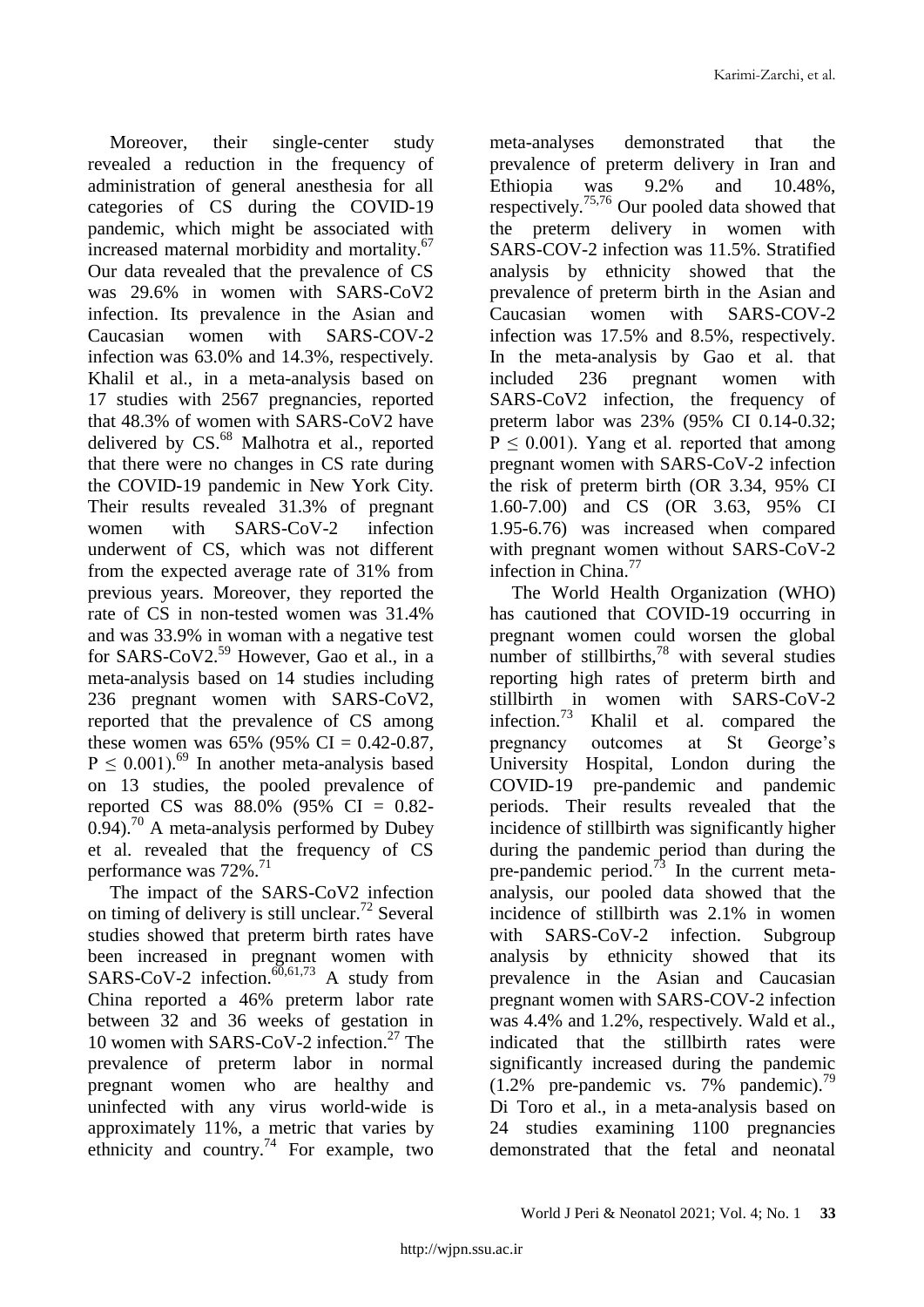Moreover, their single-center study revealed a reduction in the frequency of administration of general anesthesia for all categories of CS during the COVID-19 pandemic, which might be associated with increased maternal morbidity and mortality.[67] Our data revealed that the prevalence of CS was 29.6% in women with SARS-CoV2 infection. Its prevalence in the Asian and Caucasian women with SARS-COV-2 infection was 63.0% and 14.3%, respectively. Khalil et al., in a meta-analysis based on 17 studies with 2567 pregnancies, reported that 48.3% of women with SARS-CoV2 have delivered by CS.[68] Malhotra et al., reported that there were no changes in CS rate during the COVID-19 pandemic in New York City. Their results revealed 31.3% of pregnant women with SARS-CoV-2 infection underwent of CS, which was not different from the expected average rate of 31% from previous years. Moreover, they reported the rate of CS in non-tested women was 31.4% and was 33.9% in woman with a negative test for SARS-CoV2.[59] However, Gao et al., in a meta-analysis based on 14 studies including 236 pregnant women with SARS-CoV2, reported that the prevalence of CS among these women was 65% (95% CI = 0.42-0.87, $P \leq 0.001$).[69] In another meta-analysis based on 13 studies, the pooled prevalence of reported CS was 88.0% (95% CI = 0.82-0.94).[70] A meta-analysis performed by Dubey et al. revealed that the frequency of CS performance was 72%.[71]

The impact of the SARS-CoV2 infection on timing of delivery is still unclear.[72] Several studies showed that preterm birth rates have been increased in pregnant women with SARS-CoV-2 infection.[60,61,73] A study from China reported a 46% preterm labor rate between 32 and 36 weeks of gestation in 10 women with SARS-CoV-2 infection.[27] The prevalence of preterm labor in normal pregnant women who are healthy and uninfected with any virus world-wide is approximately 11%, a metric that varies by ethnicity and country.[74] For example, two meta-analyses demonstrated that the prevalence of preterm delivery in Iran and Ethiopia was 9.2% and 10.48%, respectively.[75,76] Our pooled data showed that the preterm delivery in women with SARS-COV-2 infection was 11.5%. Stratified analysis by ethnicity showed that the prevalence of preterm birth in the Asian and Caucasian women with SARS-COV-2 infection was 17.5% and 8.5%, respectively. In the meta-analysis by Gao et al. that included 236 pregnant women with SARS-CoV2 infection, the frequency of preterm labor was 23% (95% CI 0.14-0.32; $P \leq 0.001$). Yang et al. reported that among pregnant women with SARS-CoV-2 infection the risk of preterm birth (OR 3.34, 95% CI 1.60-7.00) and CS (OR 3.63, 95% CI 1.95-6.76) was increased when compared with pregnant women without SARS-CoV-2 infection in China.[77]

The World Health Organization (WHO) has cautioned that COVID-19 occurring in pregnant women could worsen the global number of stillbirths,[78] with several studies reporting high rates of preterm birth and stillbirth in women with SARS-CoV-2 infection.[73] Khalil et al. compared the pregnancy outcomes at St George's University Hospital, London during the COVID-19 pre-pandemic and pandemic periods. Their results revealed that the incidence of stillbirth was significantly higher during the pandemic period than during the pre-pandemic period.[73] In the current meta-analysis, our pooled data showed that the incidence of stillbirth was 2.1% in women with SARS-CoV-2 infection. Subgroup analysis by ethnicity showed that its prevalence in the Asian and Caucasian pregnant women with SARS-COV-2 infection was 4.4% and 1.2%, respectively. Wald et al., indicated that the stillbirth rates were significantly increased during the pandemic (1.2% pre-pandemic vs. 7% pandemic).[79] Di Toro et al., in a meta-analysis based on 24 studies examining 1100 pregnancies demonstrated that the fetal and neonatal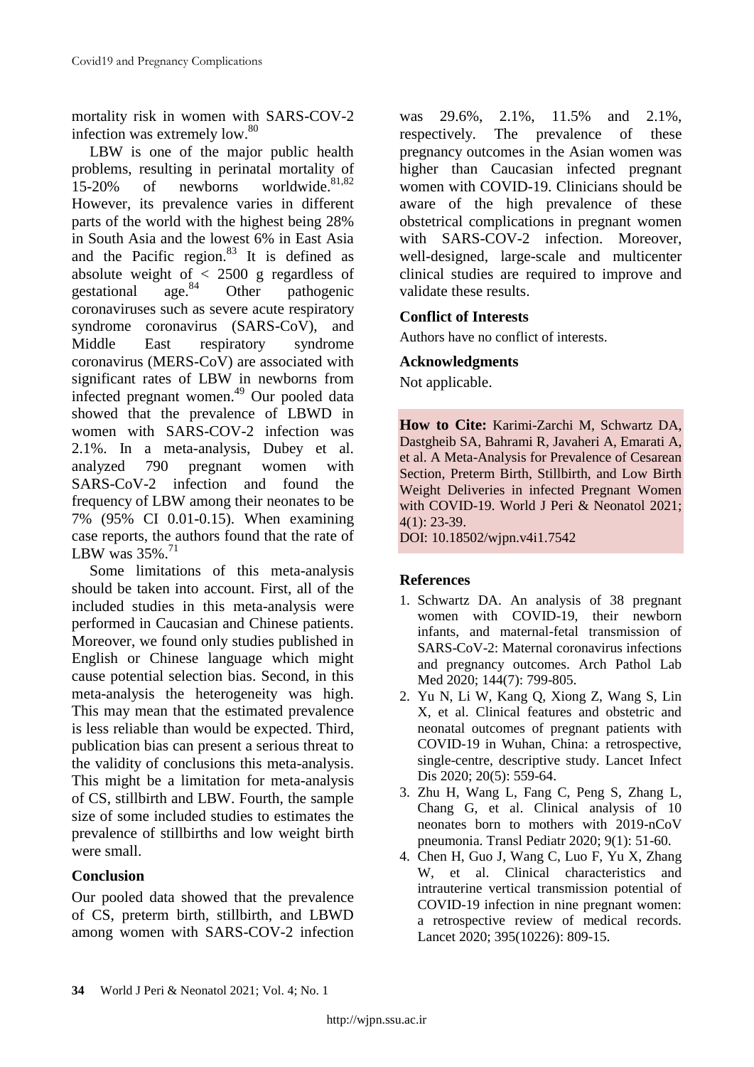mortality risk in women with SARS-COV-2 infection was extremely low.[80]

LBW is one of the major public health problems, resulting in perinatal mortality of 15-20% of newborns worldwide.[81,82] However, its prevalence varies in different parts of the world with the highest being 28% in South Asia and the lowest 6% in East Asia and the Pacific region.[83] It is defined as absolute weight of < 2500 g regardless of gestational age.[84] Other pathogenic coronaviruses such as severe acute respiratory syndrome coronavirus (SARS-CoV), and Middle East respiratory syndrome coronavirus (MERS-CoV) are associated with significant rates of LBW in newborns from infected pregnant women.[49] Our pooled data showed that the prevalence of LBWD in women with SARS-COV-2 infection was 2.1%. In a meta-analysis, Dubey et al. analyzed 790 pregnant women with SARS-CoV-2 infection and found the frequency of LBW among their neonates to be 7% (95% CI 0.01-0.15). When examining case reports, the authors found that the rate of LBW was 35%.[71]

Some limitations of this meta-analysis should be taken into account. First, all of the included studies in this meta-analysis were performed in Caucasian and Chinese patients. Moreover, we found only studies published in English or Chinese language which might cause potential selection bias. Second, in this meta-analysis the heterogeneity was high. This may mean that the estimated prevalence is less reliable than would be expected. Third, publication bias can present a serious threat to the validity of conclusions this meta-analysis. This might be a limitation for meta-analysis of CS, stillbirth and LBW. Fourth, the sample size of some included studies to estimates the prevalence of stillbirths and low weight birth were small.

## Conclusion

Our pooled data showed that the prevalence of CS, preterm birth, stillbirth, and LBWD among women with SARS-COV-2 infection was 29.6%, 2.1%, 11.5% and 2.1%, respectively. The prevalence of these pregnancy outcomes in the Asian women was higher than Caucasian infected pregnant women with COVID-19. Clinicians should be aware of the high prevalence of these obstetrical complications in pregnant women with SARS-COV-2 infection. Moreover, well-designed, large-scale and multicenter clinical studies are required to improve and validate these results.

## Conflict of Interests

Authors have no conflict of interests.

## Acknowledgments

Not applicable.

**How to Cite:** Karimi-Zarchi M, Schwartz DA, Dastgheib SA, Bahrami R, Javaheri A, Emarati A, et al. A Meta-Analysis for Prevalence of Cesarean Section, Preterm Birth, Stillbirth, and Low Birth Weight Deliveries in infected Pregnant Women with COVID-19. World J Peri & Neonatol 2021; 4(1): 23-39.
DOI: 10.18502/wjpn.v4i1.7542

## References

1. Schwartz DA. An analysis of 38 pregnant women with COVID-19, their newborn infants, and maternal-fetal transmission of SARS-CoV-2: Maternal coronavirus infections and pregnancy outcomes. Arch Pathol Lab Med 2020; 144(7): 799-805.
2. Yu N, Li W, Kang Q, Xiong Z, Wang S, Lin X, et al. Clinical features and obstetric and neonatal outcomes of pregnant patients with COVID-19 in Wuhan, China: a retrospective, single-centre, descriptive study. Lancet Infect Dis 2020; 20(5): 559-64.
3. Zhu H, Wang L, Fang C, Peng S, Zhang L, Chang G, et al. Clinical analysis of 10 neonates born to mothers with 2019-nCoV pneumonia. Transl Pediatr 2020; 9(1): 51-60.
4. Chen H, Guo J, Wang C, Luo F, Yu X, Zhang W, et al. Clinical characteristics and intrauterine vertical transmission potential of COVID-19 infection in nine pregnant women: a retrospective review of medical records. Lancet 2020; 395(10226): 809-15.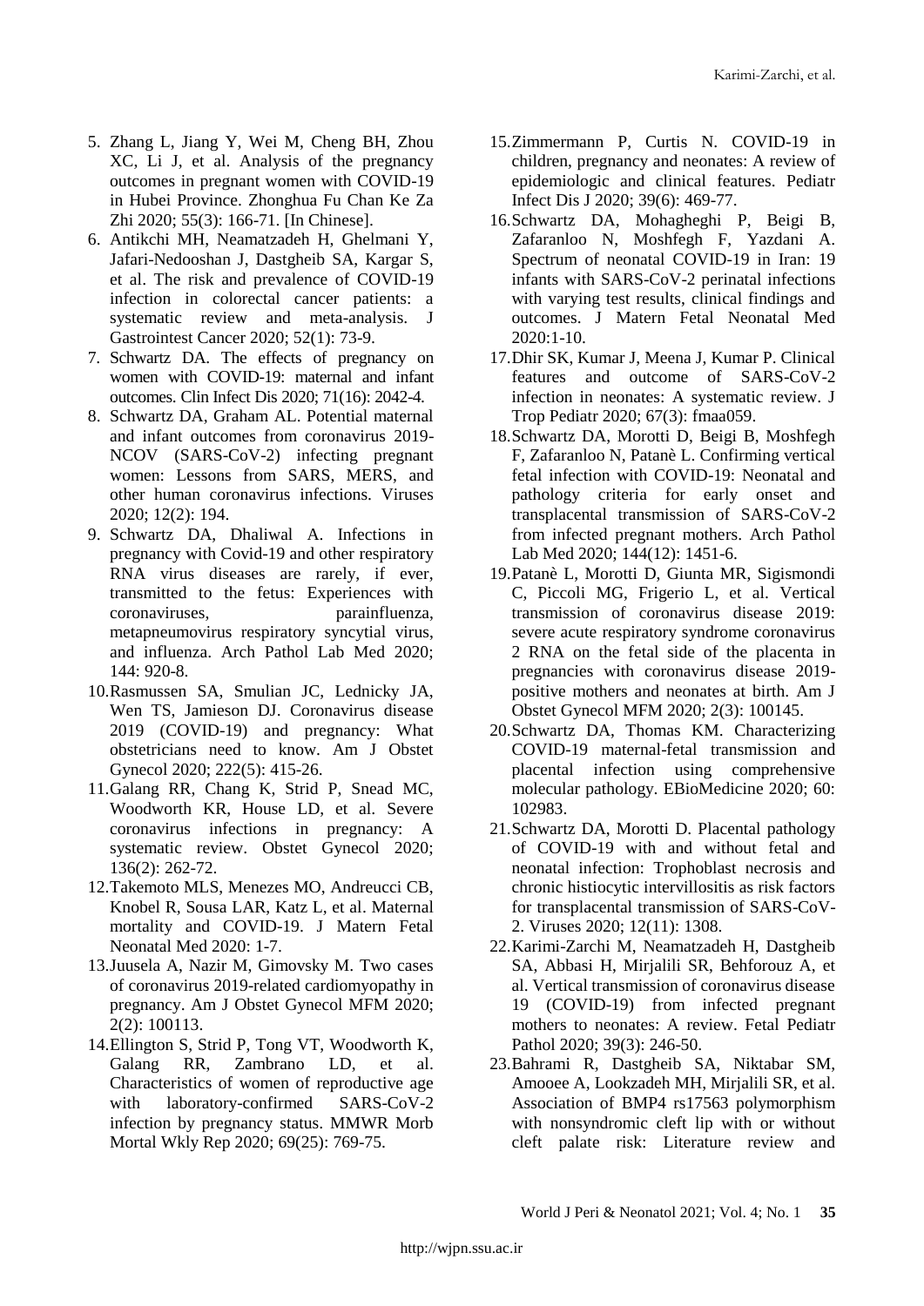5. Zhang L, Jiang Y, Wei M, Cheng BH, Zhou XC, Li J, et al. Analysis of the pregnancy outcomes in pregnant women with COVID-19 in Hubei Province. Zhonghua Fu Chan Ke Za Zhi 2020; 55(3): 166-71. [In Chinese].
6. Antikchi MH, Neamatzadeh H, Ghelmani Y, Jafari-Nedooshan J, Dastgheib SA, Kargar S, et al. The risk and prevalence of COVID-19 infection in colorectal cancer patients: a systematic review and meta-analysis. J Gastrointest Cancer 2020; 52(1): 73-9.
7. Schwartz DA. The effects of pregnancy on women with COVID-19: maternal and infant outcomes. Clin Infect Dis 2020; 71(16): 2042-4.
8. Schwartz DA, Graham AL. Potential maternal and infant outcomes from coronavirus 2019-NCOV (SARS-CoV-2) infecting pregnant women: Lessons from SARS, MERS, and other human coronavirus infections. Viruses 2020; 12(2): 194.
9. Schwartz DA, Dhaliwal A. Infections in pregnancy with Covid-19 and other respiratory RNA virus diseases are rarely, if ever, transmitted to the fetus: Experiences with coronaviruses, parainfluenza, metapneumovirus respiratory syncytial virus, and influenza. Arch Pathol Lab Med 2020; 144: 920-8.
10. Rasmussen SA, Smulian JC, Lednicky JA, Wen TS, Jamieson DJ. Coronavirus disease 2019 (COVID-19) and pregnancy: What obstetricians need to know. Am J Obstet Gynecol 2020; 222(5): 415-26.
11. Galang RR, Chang K, Strid P, Snead MC, Woodworth KR, House LD, et al. Severe coronavirus infections in pregnancy: A systematic review. Obstet Gynecol 2020; 136(2): 262-72.
12. Takemoto MLS, Menezes MO, Andreucci CB, Knobel R, Sousa LAR, Katz L, et al. Maternal mortality and COVID-19. J Matern Fetal Neonatal Med 2020: 1-7.
13. Juusela A, Nazir M, Gimovsky M. Two cases of coronavirus 2019-related cardiomyopathy in pregnancy. Am J Obstet Gynecol MFM 2020; 2(2): 100113.
14. Ellington S, Strid P, Tong VT, Woodworth K, Galang RR, Zambrano LD, et al. Characteristics of women of reproductive age with laboratory-confirmed SARS-CoV-2 infection by pregnancy status. MMWR Morb Mortal Wkly Rep 2020; 69(25): 769-75.
15. Zimmermann P, Curtis N. COVID-19 in children, pregnancy and neonates: A review of epidemiologic and clinical features. Pediatr Infect Dis J 2020; 39(6): 469-77.
16. Schwartz DA, Mohagheghi P, Beigi B, Zafaranloo N, Moshfegh F, Yazdani A. Spectrum of neonatal COVID-19 in Iran: 19 infants with SARS-CoV-2 perinatal infections with varying test results, clinical findings and outcomes. J Matern Fetal Neonatal Med 2020:1-10.
17. Dhir SK, Kumar J, Meena J, Kumar P. Clinical features and outcome of SARS-CoV-2 infection in neonates: A systematic review. J Trop Pediatr 2020; 67(3): fmaa059.
18. Schwartz DA, Morotti D, Beigi B, Moshfegh F, Zafaranloo N, Patanè L. Confirming vertical fetal infection with COVID-19: Neonatal and pathology criteria for early onset and transplacental transmission of SARS-CoV-2 from infected pregnant mothers. Arch Pathol Lab Med 2020; 144(12): 1451-6.
19. Patanè L, Morotti D, Giunta MR, Sigismondi C, Piccoli MG, Frigerio L, et al. Vertical transmission of coronavirus disease 2019: severe acute respiratory syndrome coronavirus 2 RNA on the fetal side of the placenta in pregnancies with coronavirus disease 2019-positive mothers and neonates at birth. Am J Obstet Gynecol MFM 2020; 2(3): 100145.
20. Schwartz DA, Thomas KM. Characterizing COVID-19 maternal-fetal transmission and placental infection using comprehensive molecular pathology. EBioMedicine 2020; 60: 102983.
21. Schwartz DA, Morotti D. Placental pathology of COVID-19 with and without fetal and neonatal infection: Trophoblast necrosis and chronic histiocytic intervillositis as risk factors for transplacental transmission of SARS-CoV-2. Viruses 2020; 12(11): 1308.
22. Karimi-Zarchi M, Neamatzadeh H, Dastgheib SA, Abbasi H, Mirjalili SR, Behforouz A, et al. Vertical transmission of coronavirus disease 19 (COVID-19) from infected pregnant mothers to neonates: A review. Fetal Pediatr Pathol 2020; 39(3): 246-50.
23. Bahrami R, Dastgheib SA, Niktabar SM, Amooee A, Lookzadeh MH, Mirjalili SR, et al. Association of BMP4 rs17563 polymorphism with nonsyndromic cleft lip with or without cleft palate risk: Literature review and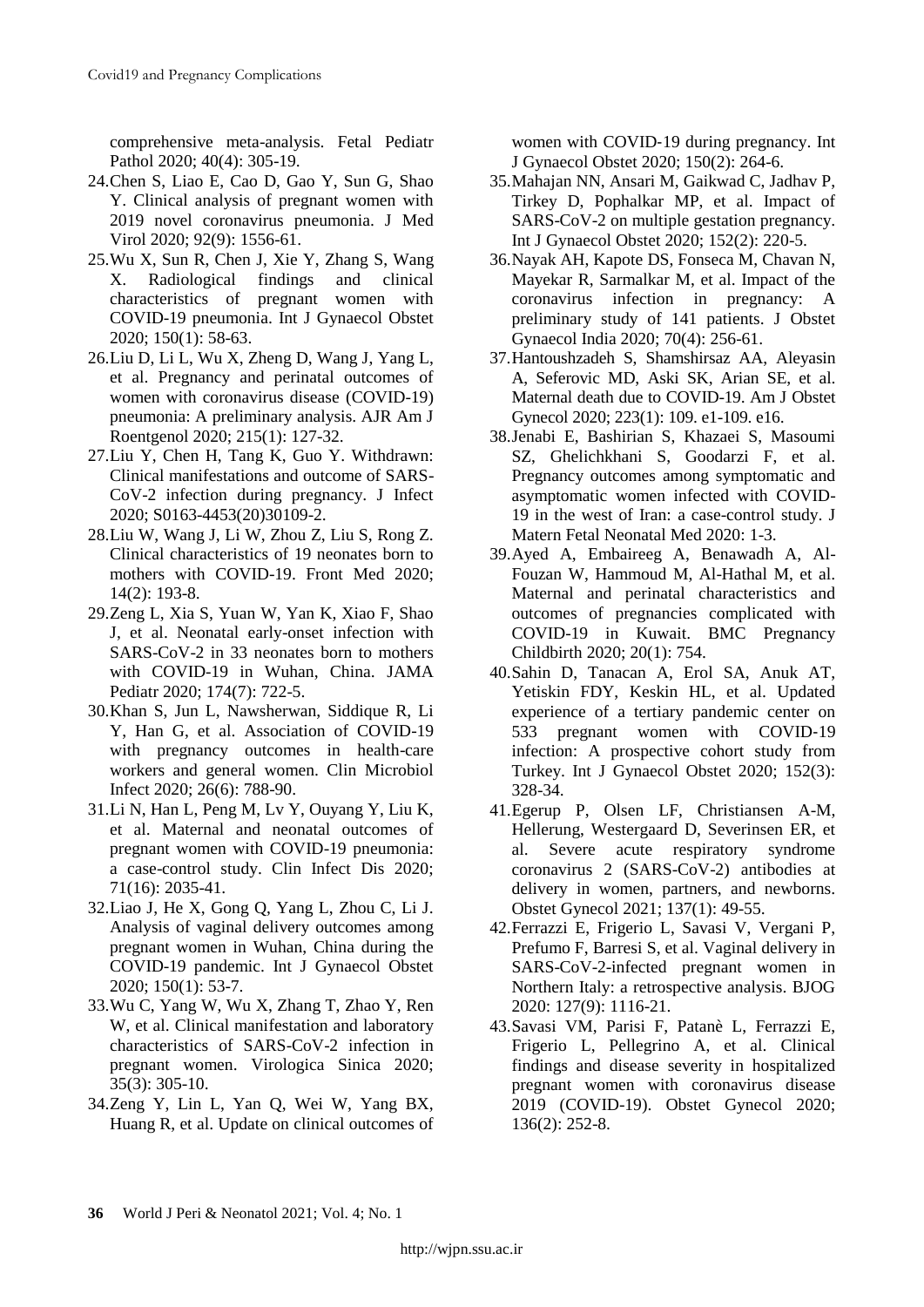comprehensive meta-analysis. Fetal Pediatr Pathol 2020; 40(4): 305-19.

24. Chen S, Liao E, Cao D, Gao Y, Sun G, Shao Y. Clinical analysis of pregnant women with 2019 novel coronavirus pneumonia. J Med Virol 2020; 92(9): 1556-61.
25. Wu X, Sun R, Chen J, Xie Y, Zhang S, Wang X. Radiological findings and clinical characteristics of pregnant women with COVID-19 pneumonia. Int J Gynaecol Obstet 2020; 150(1): 58-63.
26. Liu D, Li L, Wu X, Zheng D, Wang J, Yang L, et al. Pregnancy and perinatal outcomes of women with coronavirus disease (COVID-19) pneumonia: A preliminary analysis. AJR Am J Roentgenol 2020; 215(1): 127-32.
27. Liu Y, Chen H, Tang K, Guo Y. Withdrawn: Clinical manifestations and outcome of SARS-CoV-2 infection during pregnancy. J Infect 2020; S0163-4453(20)30109-2.
28. Liu W, Wang J, Li W, Zhou Z, Liu S, Rong Z. Clinical characteristics of 19 neonates born to mothers with COVID-19. Front Med 2020; 14(2): 193-8.
29. Zeng L, Xia S, Yuan W, Yan K, Xiao F, Shao J, et al. Neonatal early-onset infection with SARS-CoV-2 in 33 neonates born to mothers with COVID-19 in Wuhan, China. JAMA Pediatr 2020; 174(7): 722-5.
30. Khan S, Jun L, Nawsherwan, Siddique R, Li Y, Han G, et al. Association of COVID-19 with pregnancy outcomes in health-care workers and general women. Clin Microbiol Infect 2020; 26(6): 788-90.
31. Li N, Han L, Peng M, Lv Y, Ouyang Y, Liu K, et al. Maternal and neonatal outcomes of pregnant women with COVID-19 pneumonia: a case-control study. Clin Infect Dis 2020; 71(16): 2035-41.
32. Liao J, He X, Gong Q, Yang L, Zhou C, Li J. Analysis of vaginal delivery outcomes among pregnant women in Wuhan, China during the COVID-19 pandemic. Int J Gynaecol Obstet 2020; 150(1): 53-7.
33. Wu C, Yang W, Wu X, Zhang T, Zhao Y, Ren W, et al. Clinical manifestation and laboratory characteristics of SARS-CoV-2 infection in pregnant women. Virologica Sinica 2020; 35(3): 305-10.
34. Zeng Y, Lin L, Yan Q, Wei W, Yang BX, Huang R, et al. Update on clinical outcomes of women with COVID-19 during pregnancy. Int J Gynaecol Obstet 2020; 150(2): 264-6.
35. Mahajan NN, Ansari M, Gaikwad C, Jadhav P, Tirkey D, Pophalkar MP, et al. Impact of SARS-CoV-2 on multiple gestation pregnancy. Int J Gynaecol Obstet 2020; 152(2): 220-5.
36. Nayak AH, Kapote DS, Fonseca M, Chavan N, Mayekar R, Sarmalkar M, et al. Impact of the coronavirus infection in pregnancy: A preliminary study of 141 patients. J Obstet Gynaecol India 2020; 70(4): 256-61.
37. Hantoushzadeh S, Shamshirsaz AA, Aleyasin A, Seferovic MD, Aski SK, Arian SE, et al. Maternal death due to COVID-19. Am J Obstet Gynecol 2020; 223(1): 109. e1-109. e16.
38. Jenabi E, Bashirian S, Khazaei S, Masoumi SZ, Ghelichkhani S, Goodarzi F, et al. Pregnancy outcomes among symptomatic and asymptomatic women infected with COVID-19 in the west of Iran: a case-control study. J Matern Fetal Neonatal Med 2020: 1-3.
39. Ayed A, Embaireeg A, Benawadh A, Al-Fouzan W, Hammoud M, Al-Hathal M, et al. Maternal and perinatal characteristics and outcomes of pregnancies complicated with COVID-19 in Kuwait. BMC Pregnancy Childbirth 2020; 20(1): 754.
40. Sahin D, Tanacan A, Erol SA, Anuk AT, Yetiskin FDY, Keskin HL, et al. Updated experience of a tertiary pandemic center on 533 pregnant women with COVID-19 infection: A prospective cohort study from Turkey. Int J Gynaecol Obstet 2020; 152(3): 328-34.
41. Egerup P, Olsen LF, Christiansen A-M, Hellerung, Westergaard D, Severinsen ER, et al. Severe acute respiratory syndrome coronavirus 2 (SARS-CoV-2) antibodies at delivery in women, partners, and newborns. Obstet Gynecol 2021; 137(1): 49-55.
42. Ferrazzi E, Frigerio L, Savasi V, Vergani P, Prefumo F, Barresi S, et al. Vaginal delivery in SARS-CoV-2-infected pregnant women in Northern Italy: a retrospective analysis. BJOG 2020: 127(9): 1116-21.
43. Savasi VM, Parisi F, Patanè L, Ferrazzi E, Frigerio L, Pellegrino A, et al. Clinical findings and disease severity in hospitalized pregnant women with coronavirus disease 2019 (COVID-19). Obstet Gynecol 2020; 136(2): 252-8.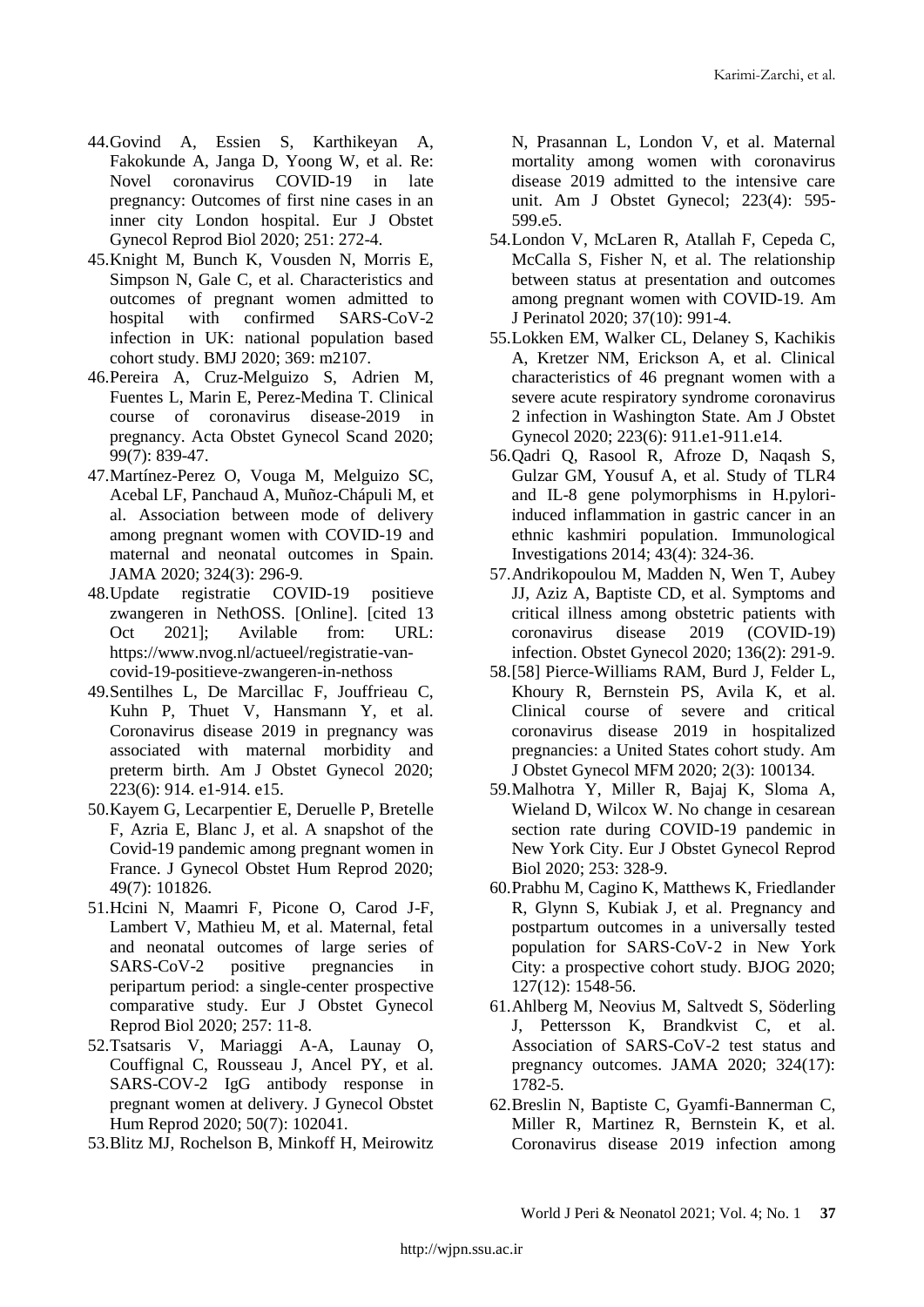44. Govind A, Essien S, Karthikeyan A, Fakokunde A, Janga D, Yoong W, et al. Re: Novel coronavirus COVID-19 in late pregnancy: Outcomes of first nine cases in an inner city London hospital. Eur J Obstet Gynecol Reprod Biol 2020; 251: 272-4.
45. Knight M, Bunch K, Vousden N, Morris E, Simpson N, Gale C, et al. Characteristics and outcomes of pregnant women admitted to hospital with confirmed SARS-CoV-2 infection in UK: national population based cohort study. BMJ 2020; 369: m2107.
46. Pereira A, Cruz-Melguizo S, Adrien M, Fuentes L, Marin E, Perez-Medina T. Clinical course of coronavirus disease-2019 in pregnancy. Acta Obstet Gynecol Scand 2020; 99(7): 839-47.
47. Martínez-Perez O, Vouga M, Melguizo SC, Acebal LF, Panchaud A, Muñoz-Chápuli M, et al. Association between mode of delivery among pregnant women with COVID-19 and maternal and neonatal outcomes in Spain. JAMA 2020; 324(3): 296-9.
48. Update registratie COVID-19 positieve zwangeren in NethOSS. [Online]. [cited 13 Oct 2021]; Avilable from: URL: https://www.nvog.nl/actueel/registratie-van-covid-19-positieve-zwangeren-in-nethoss
49. Sentilhes L, De Marcillac F, Jouffrieau C, Kuhn P, Thuet V, Hansmann Y, et al. Coronavirus disease 2019 in pregnancy was associated with maternal morbidity and preterm birth. Am J Obstet Gynecol 2020; 223(6): 914. e1-914. e15.
50. Kayem G, Lecarpentier E, Deruelle P, Bretelle F, Azria E, Blanc J, et al. A snapshot of the Covid-19 pandemic among pregnant women in France. J Gynecol Obstet Hum Reprod 2020; 49(7): 101826.
51. Hcini N, Maamri F, Picone O, Carod J-F, Lambert V, Mathieu M, et al. Maternal, fetal and neonatal outcomes of large series of SARS-CoV-2 positive pregnancies in peripartum period: a single-center prospective comparative study. Eur J Obstet Gynecol Reprod Biol 2020; 257: 11-8.
52. Tsatsaris V, Mariaggi A-A, Launay O, Couffignal C, Rousseau J, Ancel PY, et al. SARS-COV-2 IgG antibody response in pregnant women at delivery. J Gynecol Obstet Hum Reprod 2020; 50(7): 102041.
53. Blitz MJ, Rochelson B, Minkoff H, Meirowitz N, Prasannan L, London V, et al. Maternal mortality among women with coronavirus disease 2019 admitted to the intensive care unit. Am J Obstet Gynecol; 223(4): 595-599.e5.
54. London V, McLaren R, Atallah F, Cepeda C, McCalla S, Fisher N, et al. The relationship between status at presentation and outcomes among pregnant women with COVID-19. Am J Perinatol 2020; 37(10): 991-4.
55. Lokken EM, Walker CL, Delaney S, Kachikis A, Kretzer NM, Erickson A, et al. Clinical characteristics of 46 pregnant women with a severe acute respiratory syndrome coronavirus 2 infection in Washington State. Am J Obstet Gynecol 2020; 223(6): 911.e1-911.e14.
56. Qadri Q, Rasool R, Afroze D, Naqash S, Gulzar GM, Yousuf A, et al. Study of TLR4 and IL-8 gene polymorphisms in H.pylori-induced inflammation in gastric cancer in an ethnic kashmiri population. Immunological Investigations 2014; 43(4): 324-36.
57. Andrikopoulou M, Madden N, Wen T, Aubey JJ, Aziz A, Baptiste CD, et al. Symptoms and critical illness among obstetric patients with coronavirus disease 2019 (COVID-19) infection. Obstet Gynecol 2020; 136(2): 291-9.
58. [58] Pierce-Williams RAM, Burd J, Felder L, Khoury R, Bernstein PS, Avila K, et al. Clinical course of severe and critical coronavirus disease 2019 in hospitalized pregnancies: a United States cohort study. Am J Obstet Gynecol MFM 2020; 2(3): 100134.
59. Malhotra Y, Miller R, Bajaj K, Sloma A, Wieland D, Wilcox W. No change in cesarean section rate during COVID-19 pandemic in New York City. Eur J Obstet Gynecol Reprod Biol 2020; 253: 328-9.
60. Prabhu M, Cagino K, Matthews K, Friedlander R, Glynn S, Kubiak J, et al. Pregnancy and postpartum outcomes in a universally tested population for SARS-CoV-2 in New York City: a prospective cohort study. BJOG 2020; 127(12): 1548-56.
61. Ahlberg M, Neovius M, Saltvedt S, Söderling J, Pettersson K, Brandkvist C, et al. Association of SARS-CoV-2 test status and pregnancy outcomes. JAMA 2020; 324(17): 1782-5.
62. Breslin N, Baptiste C, Gyamfi-Bannerman C, Miller R, Martinez R, Bernstein K, et al. Coronavirus disease 2019 infection among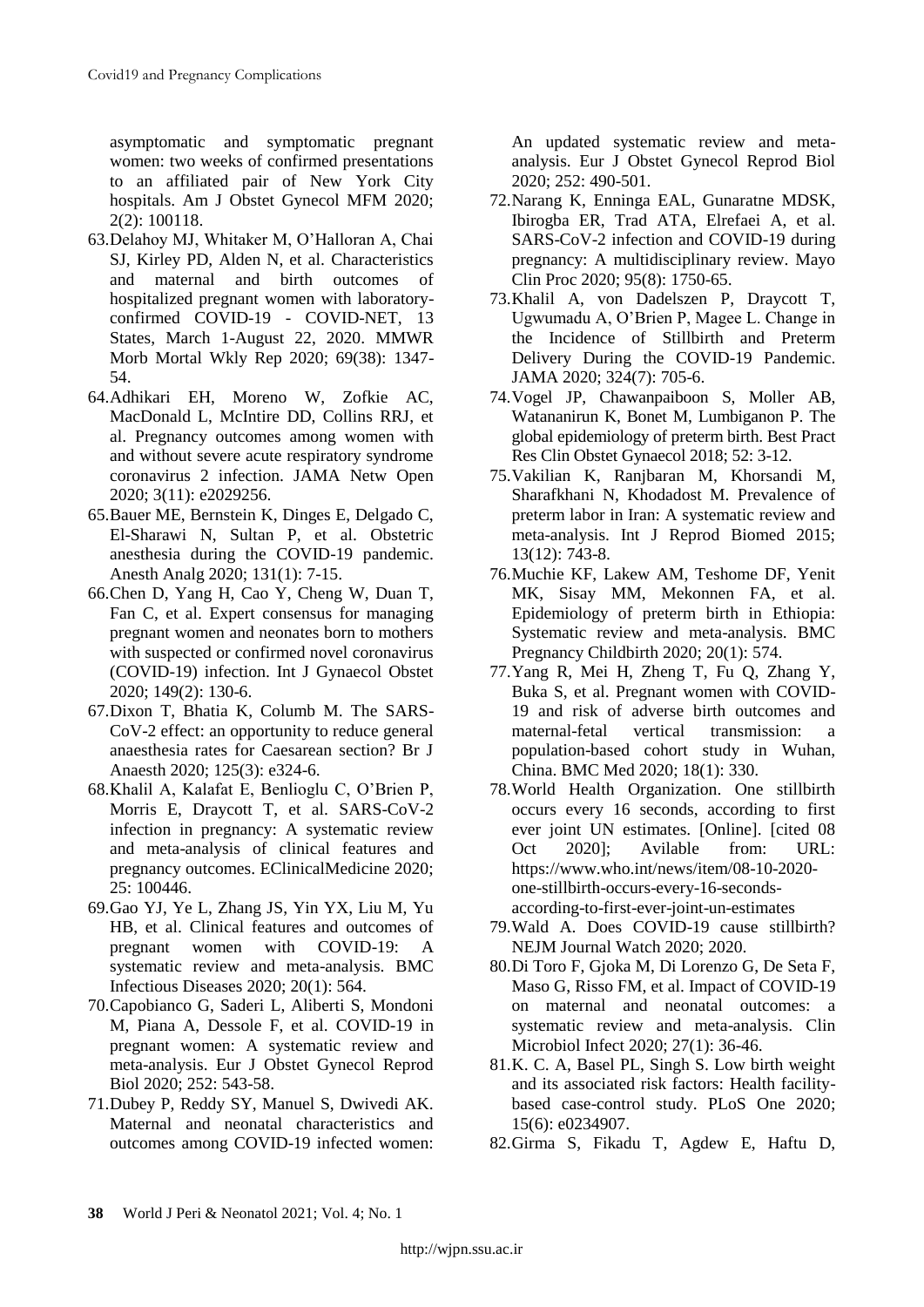asymptomatic and symptomatic pregnant women: two weeks of confirmed presentations to an affiliated pair of New York City hospitals. Am J Obstet Gynecol MFM 2020; 2(2): 100118.

63. Delahoy MJ, Whitaker M, O'Halloran A, Chai SJ, Kirley PD, Alden N, et al. Characteristics and maternal and birth outcomes of hospitalized pregnant women with laboratory-confirmed COVID-19 - COVID-NET, 13 States, March 1-August 22, 2020. MMWR Morb Mortal Wkly Rep 2020; 69(38): 1347-54.
64. Adhikari EH, Moreno W, Zofkie AC, MacDonald L, McIntire DD, Collins RRJ, et al. Pregnancy outcomes among women with and without severe acute respiratory syndrome coronavirus 2 infection. JAMA Netw Open 2020; 3(11): e2029256.
65. Bauer ME, Bernstein K, Dinges E, Delgado C, El-Sharawi N, Sultan P, et al. Obstetric anesthesia during the COVID-19 pandemic. Anesth Analg 2020; 131(1): 7-15.
66. Chen D, Yang H, Cao Y, Cheng W, Duan T, Fan C, et al. Expert consensus for managing pregnant women and neonates born to mothers with suspected or confirmed novel coronavirus (COVID-19) infection. Int J Gynaecol Obstet 2020; 149(2): 130-6.
67. Dixon T, Bhatia K, Columb M. The SARS-CoV-2 effect: an opportunity to reduce general anaesthesia rates for Caesarean section? Br J Anaesth 2020; 125(3): e324-6.
68. Khalil A, Kalafat E, Benlioglu C, O'Brien P, Morris E, Draycott T, et al. SARS-CoV-2 infection in pregnancy: A systematic review and meta-analysis of clinical features and pregnancy outcomes. EClinicalMedicine 2020; 25: 100446.
69. Gao YJ, Ye L, Zhang JS, Yin YX, Liu M, Yu HB, et al. Clinical features and outcomes of pregnant women with COVID-19: A systematic review and meta-analysis. BMC Infectious Diseases 2020; 20(1): 564.
70. Capobianco G, Saderi L, Aliberti S, Mondoni M, Piana A, Dessole F, et al. COVID-19 in pregnant women: A systematic review and meta-analysis. Eur J Obstet Gynecol Reprod Biol 2020; 252: 543-58.
71. Dubey P, Reddy SY, Manuel S, Dwivedi AK. Maternal and neonatal characteristics and outcomes among COVID-19 infected women: An updated systematic review and meta-analysis. Eur J Obstet Gynecol Reprod Biol 2020; 252: 490-501.
72. Narang K, Enninga EAL, Gunaratne MDSK, Ibirogba ER, Trad ATA, Elrefaei A, et al. SARS-CoV-2 infection and COVID-19 during pregnancy: A multidisciplinary review. Mayo Clin Proc 2020; 95(8): 1750-65.
73. Khalil A, von Dadelszen P, Draycott T, Ugwumadu A, O'Brien P, Magee L. Change in the Incidence of Stillbirth and Preterm Delivery During the COVID-19 Pandemic. JAMA 2020; 324(7): 705-6.
74. Vogel JP, Chawanpaiboon S, Moller AB, Watananirun K, Bonet M, Lumbiganon P. The global epidemiology of preterm birth. Best Pract Res Clin Obstet Gynaecol 2018; 52: 3-12.
75. Vakilian K, Ranjbaran M, Khorsandi M, Sharafkhani N, Khodadost M. Prevalence of preterm labor in Iran: A systematic review and meta-analysis. Int J Reprod Biomed 2015; 13(12): 743-8.
76. Muchie KF, Lakew AM, Teshome DF, Yenit MK, Sisay MM, Mekonnen FA, et al. Epidemiology of preterm birth in Ethiopia: Systematic review and meta-analysis. BMC Pregnancy Childbirth 2020; 20(1): 574.
77. Yang R, Mei H, Zheng T, Fu Q, Zhang Y, Buka S, et al. Pregnant women with COVID-19 and risk of adverse birth outcomes and maternal-fetal vertical transmission: a population-based cohort study in Wuhan, China. BMC Med 2020; 18(1): 330.
78. World Health Organization. One stillbirth occurs every 16 seconds, according to first ever joint UN estimates. [Online]. [cited 08 Oct 2020]; Avilable from: URL: https://www.who.int/news/item/08-10-2020-one-stillbirth-occurs-every-16-seconds-according-to-first-ever-joint-un-estimates
79. Wald A. Does COVID-19 cause stillbirth? NEJM Journal Watch 2020; 2020.
80. Di Toro F, Gjoka M, Di Lorenzo G, De Seta F, Maso G, Risso FM, et al. Impact of COVID-19 on maternal and neonatal outcomes: a systematic review and meta-analysis. Clin Microbiol Infect 2020; 27(1): 36-46.
81. K. C. A, Basel PL, Singh S. Low birth weight and its associated risk factors: Health facility-based case-control study. PLoS One 2020; 15(6): e0234907.
82. Girma S, Fikadu T, Agdew E, Haftu D,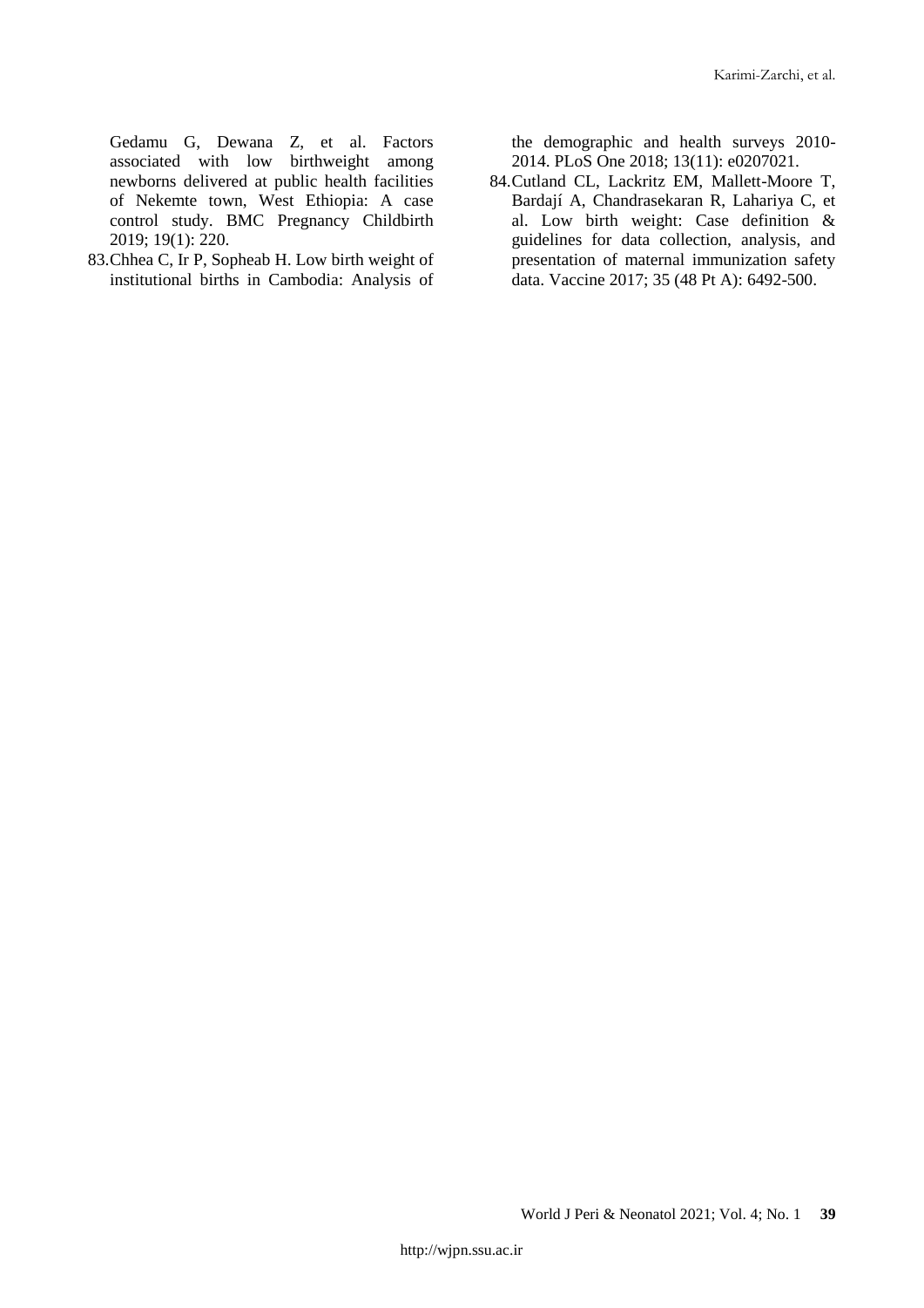Gedamu G, Dewana Z, et al. Factors associated with low birthweight among newborns delivered at public health facilities of Nekemte town, West Ethiopia: A case control study. BMC Pregnancy Childbirth 2019; 19(1): 220.

83. Chhea C, Ir P, Sopheab H. Low birth weight of institutional births in Cambodia: Analysis of the demographic and health surveys 2010-2014. PLoS One 2018; 13(11): e0207021.

84. Cutland CL, Lackritz EM, Mallett-Moore T, Bardají A, Chandrasekaran R, Lahariya C, et al. Low birth weight: Case definition & guidelines for data collection, analysis, and presentation of maternal immunization safety data. Vaccine 2017; 35 (48 Pt A): 6492-500.